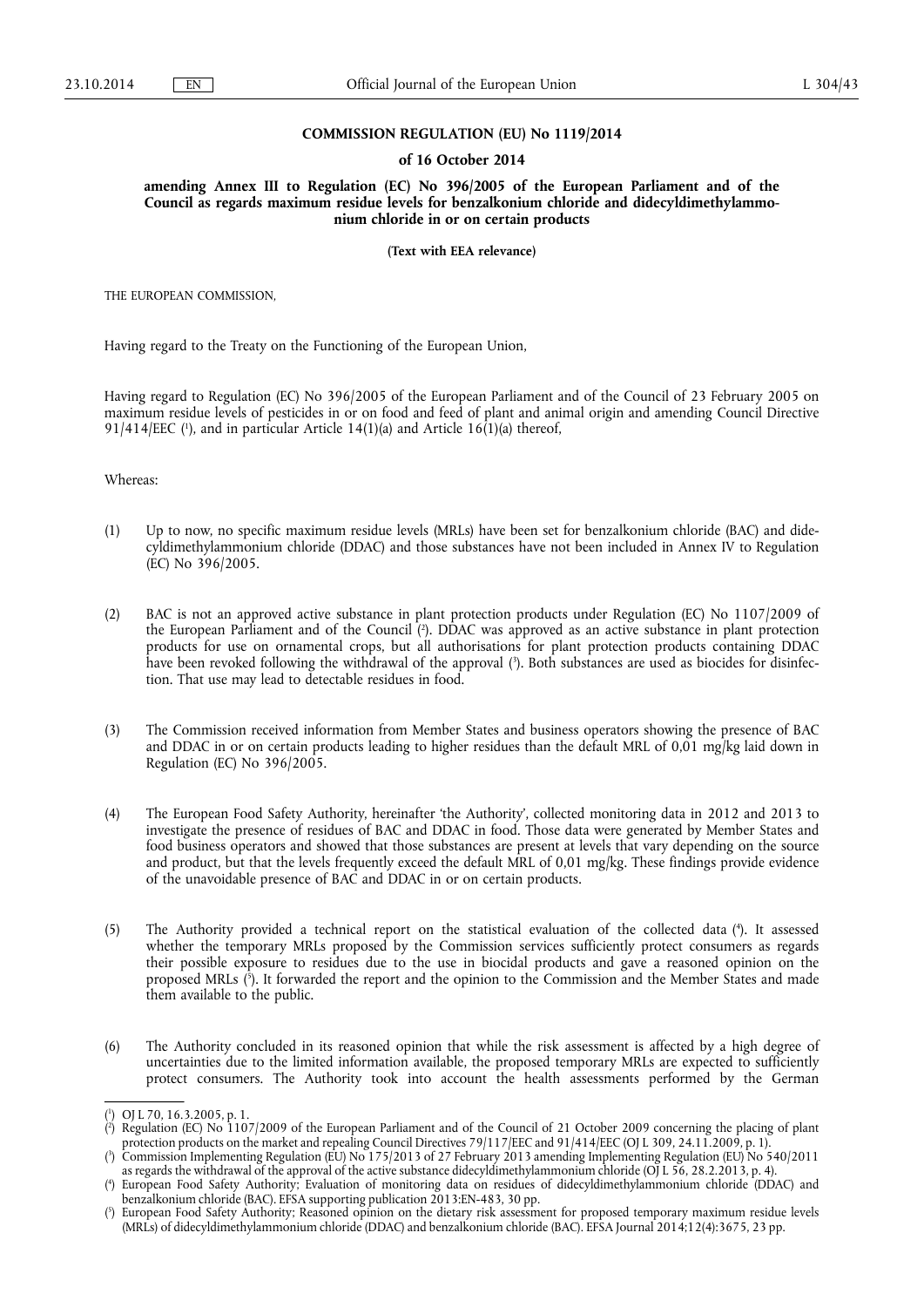# COMMISSION REGULATION (EU) No 1119/2014

## of 16 October 2014

## amending Annex III to Regulation (EC) No 396/2005 of the European Parliament and of the Council as regards maximum residue levels for benzalkonium chloride and didecyldimethylammonium chloride in or on certain products

**(Text with EEA relevance)**

THE EUROPEAN COMMISSION,

Having regard to the Treaty on the Functioning of the European Union,

Having regard to Regulation (EC) No 396/2005 of the European Parliament and of the Council of 23 February 2005 on maximum residue levels of pesticides in or on food and feed of plant and animal origin and amending Council Directive 91/414/EEC [1], and in particular Article 14(1)(a) and Article 16(1)(a) thereof,

Whereas:

(1) Up to now, no specific maximum residue levels (MRLs) have been set for benzalkonium chloride (BAC) and didecyldimethylammonium chloride (DDAC) and those substances have not been included in Annex IV to Regulation (EC) No 396/2005.

(2) BAC is not an approved active substance in plant protection products under Regulation (EC) No 1107/2009 of the European Parliament and of the Council [2]. DDAC was approved as an active substance in plant protection products for use on ornamental crops, but all authorisations for plant protection products containing DDAC have been revoked following the withdrawal of the approval [3]. Both substances are used as biocides for disinfection. That use may lead to detectable residues in food.

(3) The Commission received information from Member States and business operators showing the presence of BAC and DDAC in or on certain products leading to higher residues than the default MRL of 0,01 mg/kg laid down in Regulation (EC) No 396/2005.

(4) The European Food Safety Authority, hereinafter 'the Authority', collected monitoring data in 2012 and 2013 to investigate the presence of residues of BAC and DDAC in food. Those data were generated by Member States and food business operators and showed that those substances are present at levels that vary depending on the source and product, but that the levels frequently exceed the default MRL of 0,01 mg/kg. These findings provide evidence of the unavoidable presence of BAC and DDAC in or on certain products.

(5) The Authority provided a technical report on the statistical evaluation of the collected data [4]. It assessed whether the temporary MRLs proposed by the Commission services sufficiently protect consumers as regards their possible exposure to residues due to the use in biocidal products and gave a reasoned opinion on the proposed MRLs [5]. It forwarded the report and the opinion to the Commission and the Member States and made them available to the public.

(6) The Authority concluded in its reasoned opinion that while the risk assessment is affected by a high degree of uncertainties due to the limited information available, the proposed temporary MRLs are expected to sufficiently protect consumers. The Authority took into account the health assessments performed by the German

---

[1] OJ L 70, 16.3.2005, p. 1.

[2] Regulation (EC) No 1107/2009 of the European Parliament and of the Council of 21 October 2009 concerning the placing of plant protection products on the market and repealing Council Directives 79/117/EEC and 91/414/EEC (OJ L 309, 24.11.2009, p. 1).

[3] Commission Implementing Regulation (EU) No 175/2013 of 27 February 2013 amending Implementing Regulation (EU) No 540/2011 as regards the withdrawal of the approval of the active substance didecyldimethylammonium chloride (OJ L 56, 28.2.2013, p. 4).

[4] European Food Safety Authority; Evaluation of monitoring data on residues of didecyldimethylammonium chloride (DDAC) and benzalkonium chloride (BAC). EFSA supporting publication 2013:EN-483, 30 pp.

[5] European Food Safety Authority; Reasoned opinion on the dietary risk assessment for proposed temporary maximum residue levels (MRLs) of didecyldimethylammonium chloride (DDAC) and benzalkonium chloride (BAC). EFSA Journal 2014;12(4):3675, 23 pp.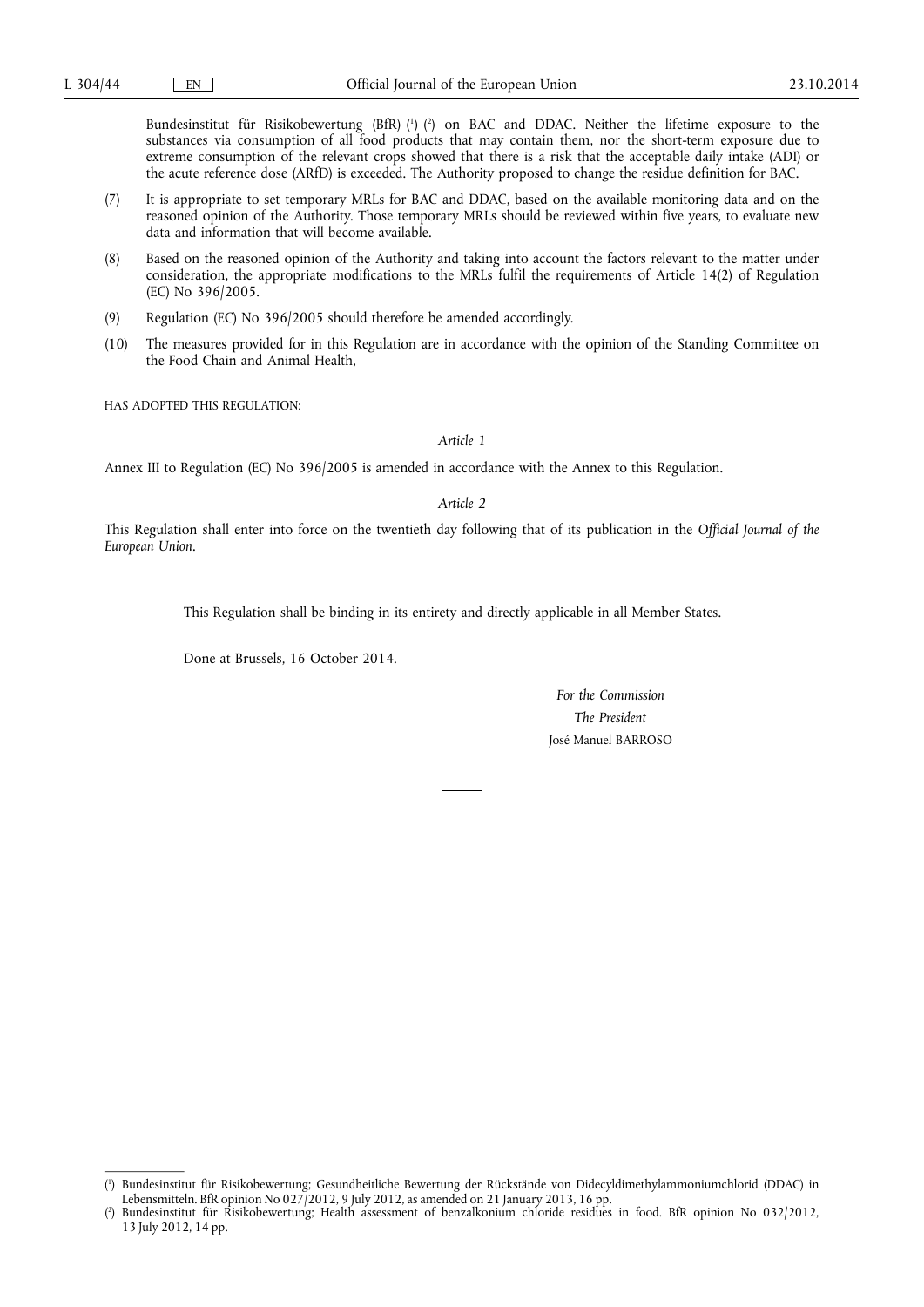Bundesinstitut für Risikobewertung (BfR) [1] [2] on BAC and DDAC. Neither the lifetime exposure to the substances via consumption of all food products that may contain them, nor the short-term exposure due to extreme consumption of the relevant crops showed that there is a risk that the acceptable daily intake (ADI) or the acute reference dose (ARfD) is exceeded. The Authority proposed to change the residue definition for BAC.

(7) It is appropriate to set temporary MRLs for BAC and DDAC, based on the available monitoring data and on the reasoned opinion of the Authority. Those temporary MRLs should be reviewed within five years, to evaluate new data and information that will become available.

(8) Based on the reasoned opinion of the Authority and taking into account the factors relevant to the matter under consideration, the appropriate modifications to the MRLs fulfil the requirements of Article 14(2) of Regulation (EC) No 396/2005.

(9) Regulation (EC) No 396/2005 should therefore be amended accordingly.

(10) The measures provided for in this Regulation are in accordance with the opinion of the Standing Committee on the Food Chain and Animal Health,

HAS ADOPTED THIS REGULATION:

*Article 1*

Annex III to Regulation (EC) No 396/2005 is amended in accordance with the Annex to this Regulation.

*Article 2*

This Regulation shall enter into force on the twentieth day following that of its publication in the *Official Journal of the European Union*.

This Regulation shall be binding in its entirety and directly applicable in all Member States.

Done at Brussels, 16 October 2014.

*For the Commission*

*The President*

José Manuel BARROSO

---

[1] Bundesinstitut für Risikobewertung; Gesundheitliche Bewertung der Rückstände von Didecyldimethylammoniumchlorid (DDAC) in Lebensmitteln. BfR opinion No 027/2012, 9 July 2012, as amended on 21 January 2013, 16 pp.

[2] Bundesinstitut für Risikobewertung; Health assessment of benzalkonium chloride residues in food. BfR opinion No 032/2012, 13 July 2012, 14 pp.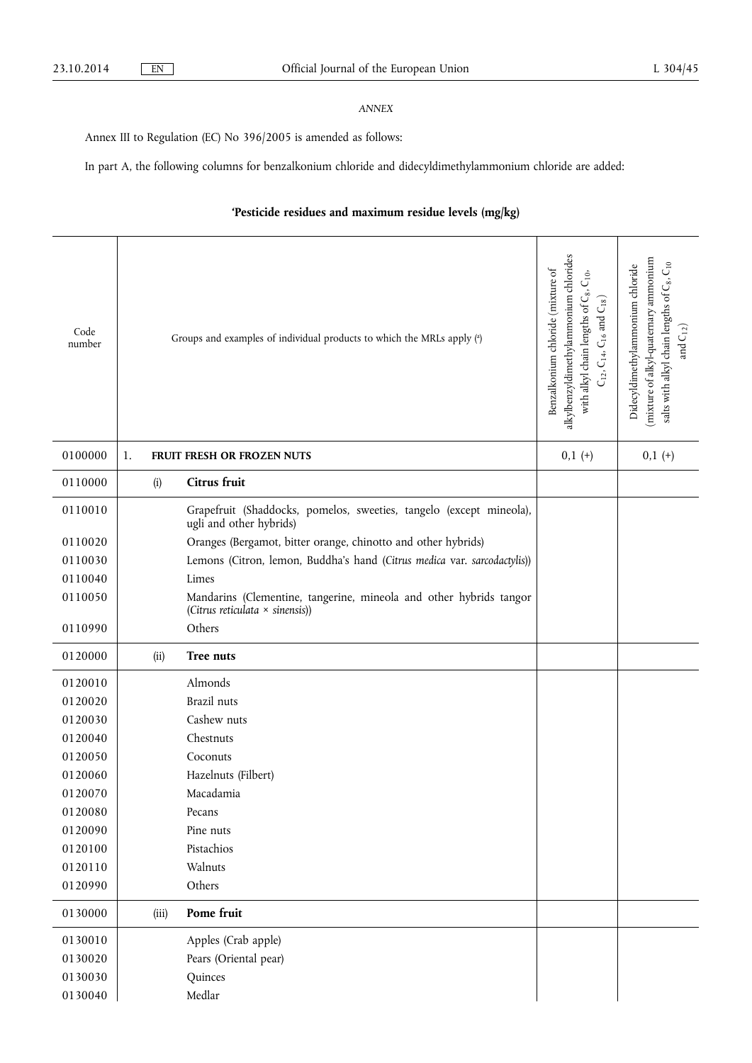*ANNEX*

Annex III to Regulation (EC) No 396/2005 is amended as follows:

In part A, the following columns for benzalkonium chloride and didecyldimethylammonium chloride are added:

## 'Pesticide residues and maximum residue levels (mg/kg)

| Code number | Groups and examples of individual products to which the MRLs apply ([a]) | Benzalkonium chloride (mixture of alkylbenzyldimethylammonium chlorides with alkyl chain lengths of $C_8$, $C_{10}$, $C_{12}$, $C_{14}$, $C_{16}$ and $C_{18}$) | Didecyldimethylammonium chloride (mixture of alkyl-quaternary ammonium salts with alkyl chain lengths of $C_8$, $C_{10}$ and $C_{12}$) |
|---|---|---|---|
| 0100000 | 1. **FRUIT FRESH OR FROZEN NUTS** | 0,1 (+) | 0,1 (+) |
| 0110000 | (i) **Citrus fruit** | | |
| 0110010 | Grapefruit (Shaddocks, pomelos, sweeties, tangelo (except mineola), ugli and other hybrids) | | |
| 0110020 | Oranges (Bergamot, bitter orange, chinotto and other hybrids) | | |
| 0110030 | Lemons (Citron, lemon, Buddha's hand (*Citrus medica* var. *sarcodactylis*)) | | |
| 0110040 | Limes | | |
| 0110050 | Mandarins (Clementine, tangerine, mineola and other hybrids tangor (*Citrus reticulata × sinensis*)) | | |
| 0110990 | Others | | |
| 0120000 | (ii) **Tree nuts** | | |
| 0120010 | Almonds | | |
| 0120020 | Brazil nuts | | |
| 0120030 | Cashew nuts | | |
| 0120040 | Chestnuts | | |
| 0120050 | Coconuts | | |
| 0120060 | Hazelnuts (Filbert) | | |
| 0120070 | Macadamia | | |
| 0120080 | Pecans | | |
| 0120090 | Pine nuts | | |
| 0120100 | Pistachios | | |
| 0120110 | Walnuts | | |
| 0120990 | Others | | |
| 0130000 | (iii) **Pome fruit** | | |
| 0130010 | Apples (Crab apple) | | |
| 0130020 | Pears (Oriental pear) | | |
| 0130030 | Quinces | | |
| 0130040 | Medlar | | |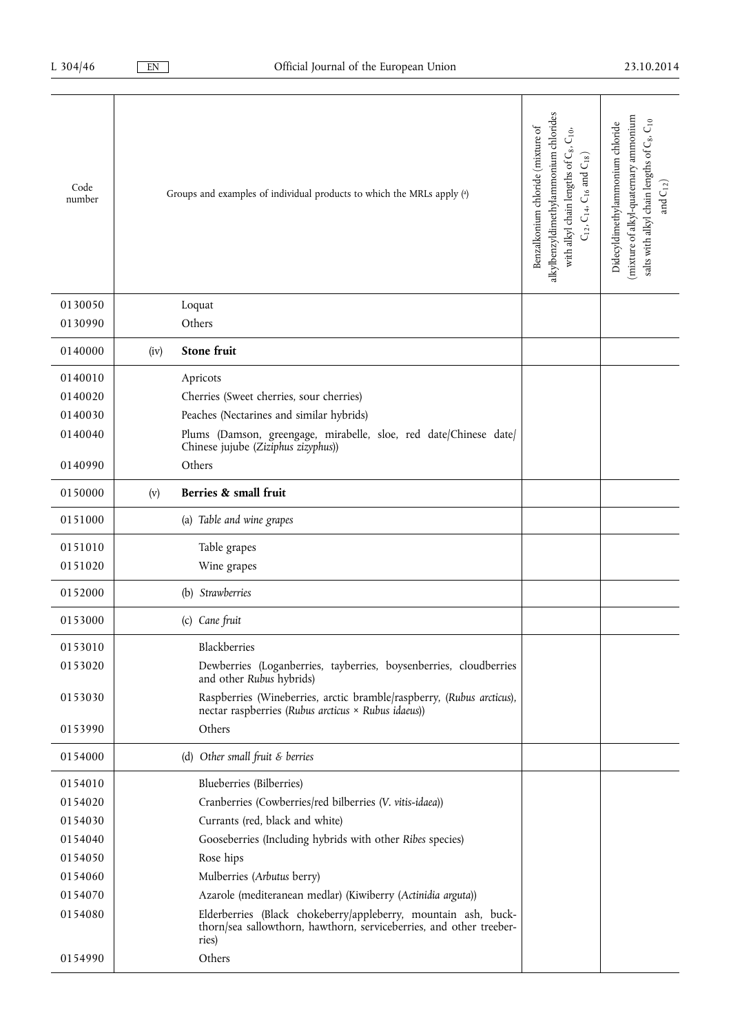| Code number | Groups and examples of individual products to which the MRLs apply ([a]) | | Benzalkonium chloride (mixture of alkylbenzyldimethylammonium chlorides with alkyl chain lengths of $C_8$, $C_{10}$, $C_{12}$, $C_{14}$, $C_{16}$ and $C_{18}$) | Didecyldimethylammonium chloride (mixture of alkyl-quaternary ammonium salts with alkyl chain lengths of $C_8$, $C_{10}$ and $C_{12}$) |
|---|---|---|---|---|
| 0130050 | | Loquat | | |
| 0130990 | | Others | | |
| 0140000 | (iv) | **Stone fruit** | | |
| 0140010 | | Apricots | | |
| 0140020 | | Cherries (Sweet cherries, sour cherries) | | |
| 0140030 | | Peaches (Nectarines and similar hybrids) | | |
| 0140040 | | Plums (Damson, greengage, mirabelle, sloe, red date/Chinese date/ Chinese jujube (*Ziziphus zizyphus*)) | | |
| 0140990 | | Others | | |
| 0150000 | (v) | **Berries & small fruit** | | |
| 0151000 | | (a) *Table and wine grapes* | | |
| 0151010 | | Table grapes | | |
| 0151020 | | Wine grapes | | |
| 0152000 | | (b) *Strawberries* | | |
| 0153000 | | (c) *Cane fruit* | | |
| 0153010 | | Blackberries | | |
| 0153020 | | Dewberries (Loganberries, tayberries, boysenberries, cloudberries and other *Rubus* hybrids) | | |
| 0153030 | | Raspberries (Wineberries, arctic bramble/raspberry, (*Rubus arcticus*), nectar raspberries (*Rubus arcticus × Rubus idaeus*)) | | |
| 0153990 | | Others | | |
| 0154000 | | (d) *Other small fruit & berries* | | |
| 0154010 | | Blueberries (Bilberries) | | |
| 0154020 | | Cranberries (Cowberries/red bilberries (*V. vitis-idaea*)) | | |
| 0154030 | | Currants (red, black and white) | | |
| 0154040 | | Gooseberries (Including hybrids with other *Ribes* species) | | |
| 0154050 | | Rose hips | | |
| 0154060 | | Mulberries (*Arbutus* berry) | | |
| 0154070 | | Azarole (mediteranean medlar) (Kiwiberry (*Actinidia arguta*)) | | |
| 0154080 | | Elderberries (Black chokeberry/appleberry, mountain ash, buck-thorn/sea sallowthorn, hawthorn, serviceberries, and other treeber-ries) | | |
| 0154990 | | Others | | |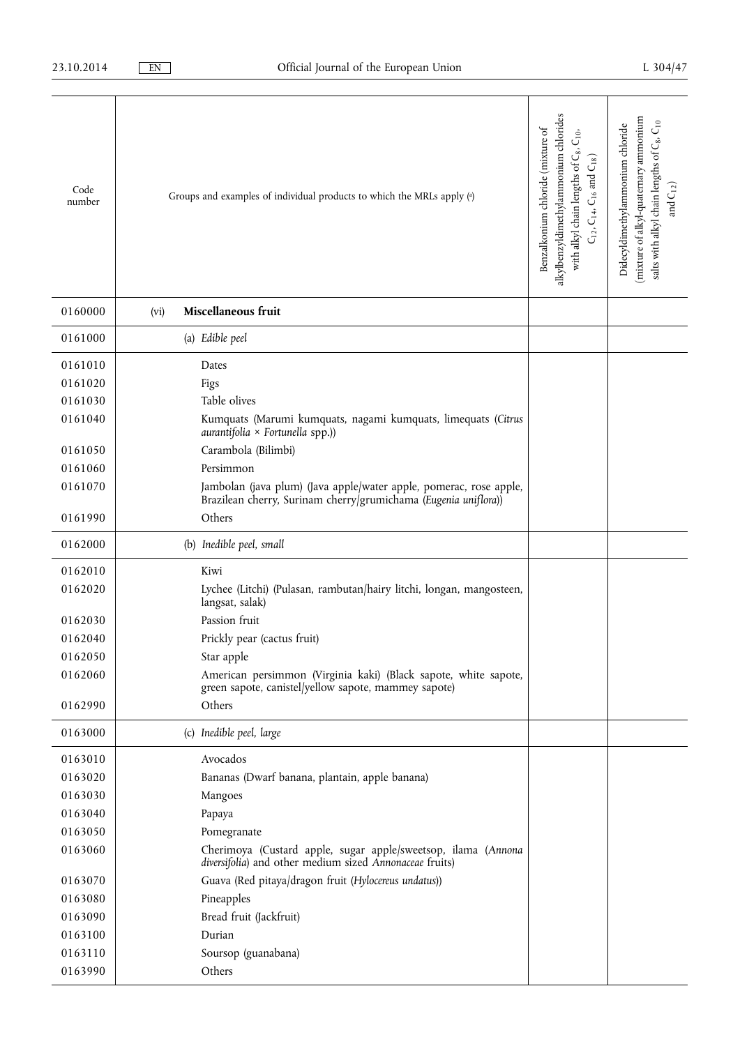| Code number | Groups and examples of individual products to which the MRLs apply ([a]) | Benzalkonium chloride (mixture of alkylbenzyldimethylammonium chlorides with alkyl chain lengths of $C_8$, $C_{10}$, $C_{12}$, $C_{14}$, $C_{16}$ and $C_{18}$) | Didecyldimethylammonium chloride (mixture of alkyl-quaternary ammonium salts with alkyl chain lengths of $C_8$, $C_{10}$ and $C_{12}$) |
|---|---|---|---|
| 0160000 | (vi) **Miscellaneous fruit** | | |
| 0161000 | (a) *Edible peel* | | |
| 0161010 | Dates | | |
| 0161020 | Figs | | |
| 0161030 | Table olives | | |
| 0161040 | Kumquats (Marumi kumquats, nagami kumquats, limequats (*Citrus aurantifolia* × *Fortunella* spp.)) | | |
| 0161050 | Carambola (Bilimbi) | | |
| 0161060 | Persimmon | | |
| 0161070 | Jambolan (java plum) (Java apple/water apple, pomerac, rose apple, Brazilean cherry, Surinam cherry/grumichama (*Eugenia uniflora*)) | | |
| 0161990 | Others | | |
| 0162000 | (b) *Inedible peel, small* | | |
| 0162010 | Kiwi | | |
| 0162020 | Lychee (Litchi) (Pulasan, rambutan/hairy litchi, longan, mangosteen, langsat, salak) | | |
| 0162030 | Passion fruit | | |
| 0162040 | Prickly pear (cactus fruit) | | |
| 0162050 | Star apple | | |
| 0162060 | American persimmon (Virginia kaki) (Black sapote, white sapote, green sapote, canistel/yellow sapote, mammey sapote) | | |
| 0162990 | Others | | |
| 0163000 | (c) *Inedible peel, large* | | |
| 0163010 | Avocados | | |
| 0163020 | Bananas (Dwarf banana, plantain, apple banana) | | |
| 0163030 | Mangoes | | |
| 0163040 | Papaya | | |
| 0163050 | Pomegranate | | |
| 0163060 | Cherimoya (Custard apple, sugar apple/sweetsop, ilama (*Annona diversifolia*) and other medium sized *Annonaceae* fruits) | | |
| 0163070 | Guava (Red pitaya/dragon fruit (*Hylocereus undatus*)) | | |
| 0163080 | Pineapples | | |
| 0163090 | Bread fruit (Jackfruit) | | |
| 0163100 | Durian | | |
| 0163110 | Soursop (guanabana) | | |
| 0163990 | Others | | |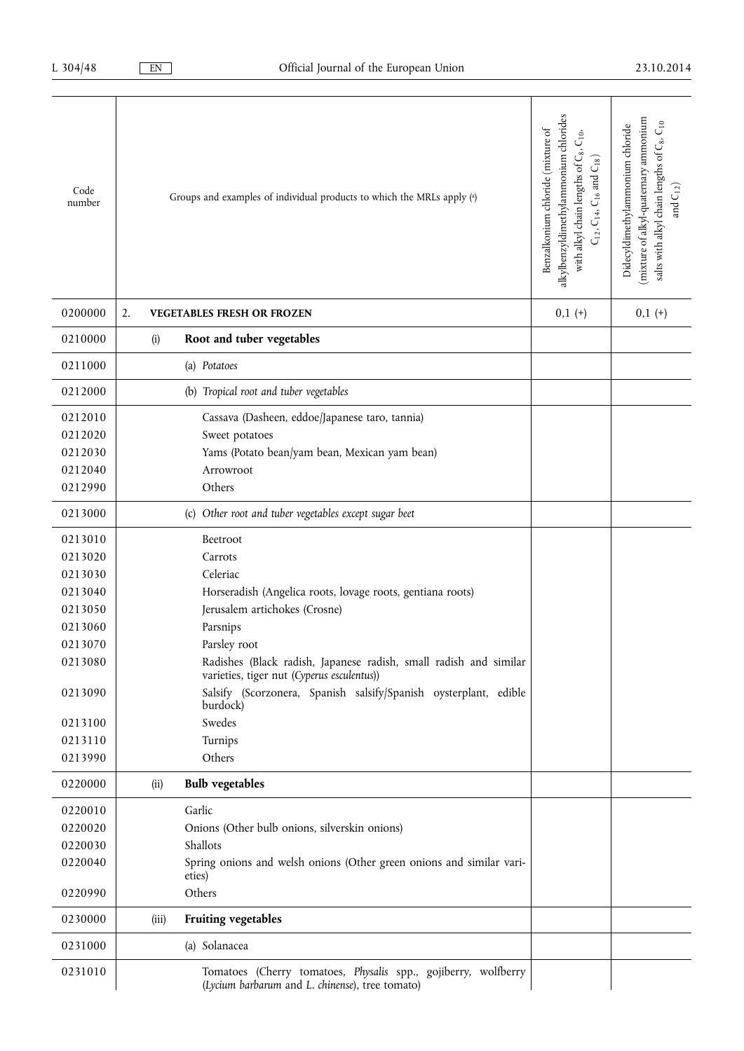| Code number | Groups and examples of individual products to which the MRLs apply (a) | Benzalkonium chloride (mixture of alkylbenzyldimethylammonium chlorides with alkyl chain lengths of $C_8$, $C_{10}$, $C_{12}$, $C_{14}$, $C_{16}$ and $C_{18}$) | Didecyldimethylammonium chloride (mixture of alkyl-quaternary ammonium salts with alkyl chain lengths of $C_8$, $C_{10}$ and $C_{12}$) |
|---|---|---|---|
| 0200000 | 2. **VEGETABLES FRESH OR FROZEN** | 0,1 (+) | 0,1 (+) |
| 0210000 | (i) **Root and tuber vegetables** | | |
| 0211000 | (a) *Potatoes* | | |
| 0212000 | (b) *Tropical root and tuber vegetables* | | |
| 0212010 | Cassava (Dasheen, eddoe/Japanese taro, tannia) | | |
| 0212020 | Sweet potatoes | | |
| 0212030 | Yams (Potato bean/yam bean, Mexican yam bean) | | |
| 0212040 | Arrowroot | | |
| 0212990 | Others | | |
| 0213000 | (c) *Other root and tuber vegetables except sugar beet* | | |
| 0213010 | Beetroot | | |
| 0213020 | Carrots | | |
| 0213030 | Celeriac | | |
| 0213040 | Horseradish (Angelica roots, lovage roots, gentiana roots) | | |
| 0213050 | Jerusalem artichokes (Crosne) | | |
| 0213060 | Parsnips | | |
| 0213070 | Parsley root | | |
| 0213080 | Radishes (Black radish, Japanese radish, small radish and similar varieties, tiger nut (*Cyperus esculentus*)) | | |
| 0213090 | Salsify (Scorzonera, Spanish salsify/Spanish oysterplant, edible burdock) | | |
| 0213100 | Swedes | | |
| 0213110 | Turnips | | |
| 0213990 | Others | | |
| 0220000 | (ii) **Bulb vegetables** | | |
| 0220010 | Garlic | | |
| 0220020 | Onions (Other bulb onions, silverskin onions) | | |
| 0220030 | Shallots | | |
| 0220040 | Spring onions and welsh onions (Other green onions and similar varieties) | | |
| 0220990 | Others | | |
| 0230000 | (iii) **Fruiting vegetables** | | |
| 0231000 | (a) Solanacea | | |
| 0231010 | Tomatoes (Cherry tomatoes, *Physalis* spp., gojiberry, wolfberry (*Lycium barbarum* and *L. chinense*), tree tomato) | | |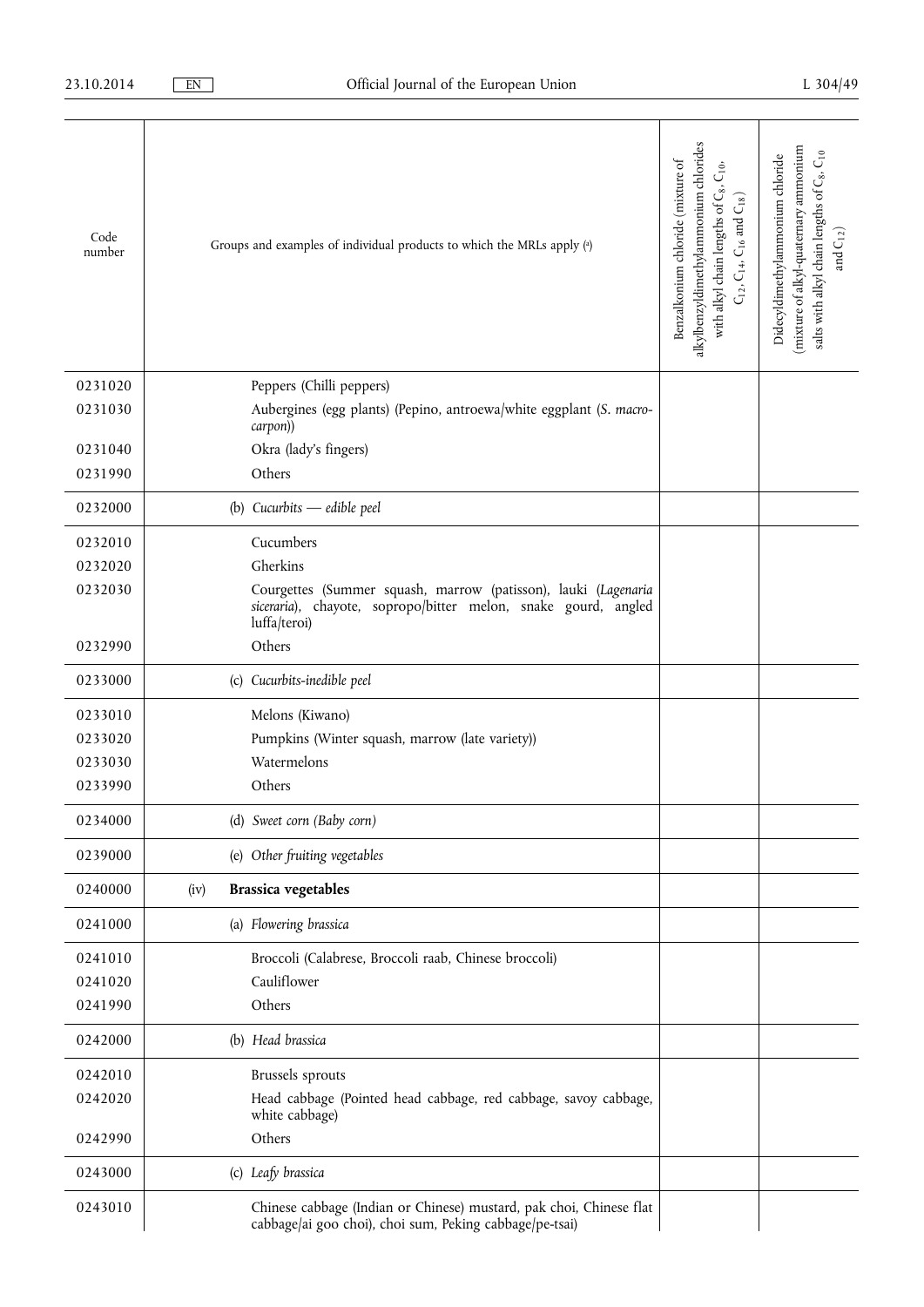| Code number | Groups and examples of individual products to which the MRLs apply [(a)] | Benzalkonium chloride (mixture of alkylbenzyldimethylammonium chlorides with alkyl chain lengths of $C_8$, $C_{10}$, $C_{12}$, $C_{14}$, $C_{16}$ and $C_{18}$) | Didecyldimethylammonium chloride (mixture of alkyl-quaternary ammonium salts with alkyl chain lengths of $C_8$, $C_{10}$ and $C_{12}$) |
|---|---|---|---|
| 0231020 | Peppers (Chilli peppers) | | |
| 0231030 | Aubergines (egg plants) (Pepino, antroewa/white eggplant (*S. macrocarpon*)) | | |
| 0231040 | Okra (lady's fingers) | | |
| 0231990 | Others | | |
| 0232000 | (b) *Cucurbits — edible peel* | | |
| 0232010 | Cucumbers | | |
| 0232020 | Gherkins | | |
| 0232030 | Courgettes (Summer squash, marrow (patisson), lauki (*Lagenaria siceraria*), chayote, sopropo/bitter melon, snake gourd, angled luffa/teroi) | | |
| 0232990 | Others | | |
| 0233000 | (c) *Cucurbits-inedible peel* | | |
| 0233010 | Melons (Kiwano) | | |
| 0233020 | Pumpkins (Winter squash, marrow (late variety)) | | |
| 0233030 | Watermelons | | |
| 0233990 | Others | | |
| 0234000 | (d) *Sweet corn (Baby corn)* | | |
| 0239000 | (e) *Other fruiting vegetables* | | |
| 0240000 | (iv) **Brassica vegetables** | | |
| 0241000 | (a) *Flowering brassica* | | |
| 0241010 | Broccoli (Calabrese, Broccoli raab, Chinese broccoli) | | |
| 0241020 | Cauliflower | | |
| 0241990 | Others | | |
| 0242000 | (b) *Head brassica* | | |
| 0242010 | Brussels sprouts | | |
| 0242020 | Head cabbage (Pointed head cabbage, red cabbage, savoy cabbage, white cabbage) | | |
| 0242990 | Others | | |
| 0243000 | (c) *Leafy brassica* | | |
| 0243010 | Chinese cabbage (Indian or Chinese) mustard, pak choi, Chinese flat cabbage/ai goo choi), choi sum, Peking cabbage/pe-tsai) | | |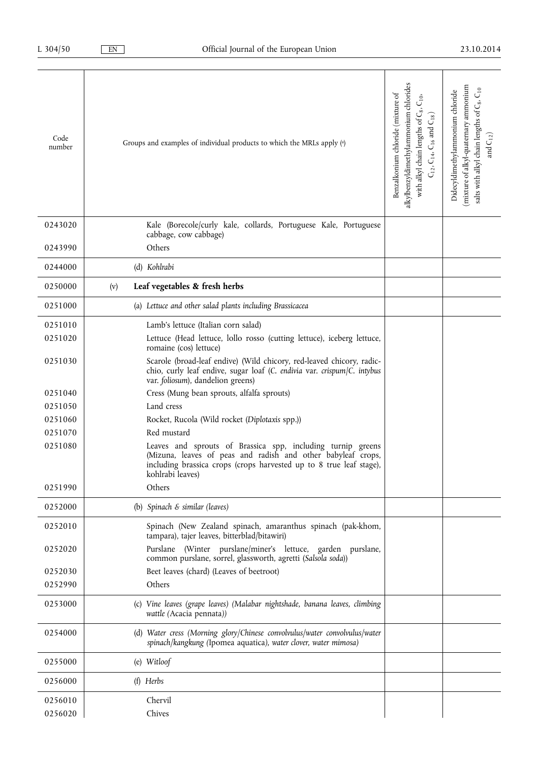| Code number | Groups and examples of individual products to which the MRLs apply ([a]) | Benzalkonium chloride (mixture of alkylbenzyldimethylammonium chlorides with alkyl chain lengths of $C_8$, $C_{10}$, $C_{12}$, $C_{14}$, $C_{16}$ and $C_{18}$) | Didecyldimethylammonium chloride (mixture of alkyl-quaternary ammonium salts with alkyl chain lengths of $C_8$, $C_{10}$ and $C_{12}$) |
|---|---|---|---|
| 0243020 | Kale (Borecole/curly kale, collards, Portuguese Kale, Portuguese cabbage, cow cabbage) | | |
| 0243990 | Others | | |
| 0244000 | (d) *Kohlrabi* | | |
| 0250000 | (v) **Leaf vegetables & fresh herbs** | | |
| 0251000 | (a) *Lettuce and other salad plants including Brassicacea* | | |
| 0251010 | Lamb's lettuce (Italian corn salad) | | |
| 0251020 | Lettuce (Head lettuce, lollo rosso (cutting lettuce), iceberg lettuce, romaine (cos) lettuce) | | |
| 0251030 | Scarole (broad-leaf endive) (Wild chicory, red-leaved chicory, radicchio, curly leaf endive, sugar loaf (*C. endivia* var. *crispum*/*C. intybus* var. *foliosum*), dandelion greens) | | |
| 0251040 | Cress (Mung bean sprouts, alfalfa sprouts) | | |
| 0251050 | Land cress | | |
| 0251060 | Rocket, Rucola (Wild rocket (*Diplotaxis* spp.)) | | |
| 0251070 | Red mustard | | |
| 0251080 | Leaves and sprouts of Brassica spp, including turnip greens (Mizuna, leaves of peas and radish and other babyleaf crops, including brassica crops (crops harvested up to 8 true leaf stage), kohlrabi leaves) | | |
| 0251990 | Others | | |
| 0252000 | (b) *Spinach & similar (leaves)* | | |
| 0252010 | Spinach (New Zealand spinach, amaranthus spinach (pak-khom, tampara), tajer leaves, bitterblad/bitawiri) | | |
| 0252020 | Purslane (Winter purslane/miner's lettuce, garden purslane, common purslane, sorrel, glassworth, agretti (*Salsola soda*)) | | |
| 0252030 | Beet leaves (chard) (Leaves of beetroot) | | |
| 0252990 | Others | | |
| 0253000 | (c) *Vine leaves (grape leaves) (Malabar nightshade, banana leaves, climbing wattle (*Acacia pennata*))* | | |
| 0254000 | (d) *Water cress (Morning glory/Chinese convolvulus/water convolvulus/water spinach/kangkung (*Ipomea aquatica*), water clover, water mimosa)* | | |
| 0255000 | (e) *Witloof* | | |
| 0256000 | (f) *Herbs* | | |
| 0256010 | Chervil | | |
| 0256020 | Chives | | |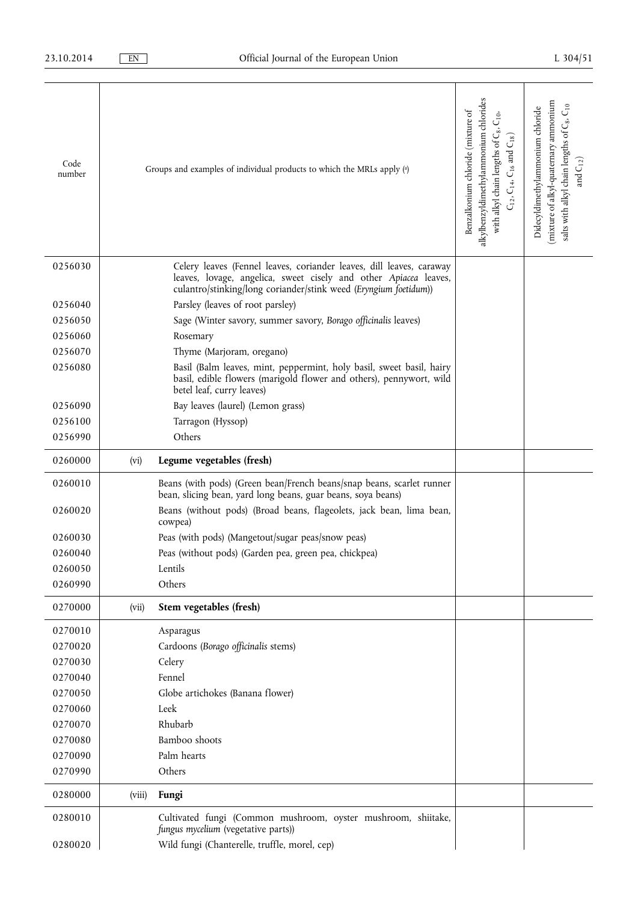| Code number | Groups and examples of individual products to which the MRLs apply ([a]) | | Benzalkonium chloride (mixture of alkylbenzyldimethylammonium chlorides with alkyl chain lengths of $C_8$, $C_{10}$, $C_{12}$, $C_{14}$, $C_{16}$ and $C_{18}$) | Didecyldimethylammonium chloride (mixture of alkyl-quaternary ammonium salts with alkyl chain lengths of $C_8$, $C_{10}$ and $C_{12}$) |
|---|---|---|---|---|
| 0256030 | | Celery leaves (Fennel leaves, coriander leaves, dill leaves, caraway leaves, lovage, angelica, sweet cisely and other *Apiacea* leaves, culantro/stinking/long coriander/stink weed (*Eryngium foetidum*)) | | |
| 0256040 | | Parsley (leaves of root parsley) | | |
| 0256050 | | Sage (Winter savory, summer savory, *Borago officinalis* leaves) | | |
| 0256060 | | Rosemary | | |
| 0256070 | | Thyme (Marjoram, oregano) | | |
| 0256080 | | Basil (Balm leaves, mint, peppermint, holy basil, sweet basil, hairy basil, edible flowers (marigold flower and others), pennywort, wild betel leaf, curry leaves) | | |
| 0256090 | | Bay leaves (laurel) (Lemon grass) | | |
| 0256100 | | Tarragon (Hyssop) | | |
| 0256990 | | Others | | |
| 0260000 | (vi) | **Legume vegetables (fresh)** | | |
| 0260010 | | Beans (with pods) (Green bean/French beans/snap beans, scarlet runner bean, slicing bean, yard long beans, guar beans, soya beans) | | |
| 0260020 | | Beans (without pods) (Broad beans, flageolets, jack bean, lima bean, cowpea) | | |
| 0260030 | | Peas (with pods) (Mangetout/sugar peas/snow peas) | | |
| 0260040 | | Peas (without pods) (Garden pea, green pea, chickpea) | | |
| 0260050 | | Lentils | | |
| 0260990 | | Others | | |
| 0270000 | (vii) | **Stem vegetables (fresh)** | | |
| 0270010 | | Asparagus | | |
| 0270020 | | Cardoons (*Borago officinalis* stems) | | |
| 0270030 | | Celery | | |
| 0270040 | | Fennel | | |
| 0270050 | | Globe artichokes (Banana flower) | | |
| 0270060 | | Leek | | |
| 0270070 | | Rhubarb | | |
| 0270080 | | Bamboo shoots | | |
| 0270090 | | Palm hearts | | |
| 0270990 | | Others | | |
| 0280000 | (viii) | **Fungi** | | |
| 0280010 | | Cultivated fungi (Common mushroom, oyster mushroom, shiitake, *fungus mycelium* (vegetative parts)) | | |
| 0280020 | | Wild fungi (Chanterelle, truffle, morel, cep) | | |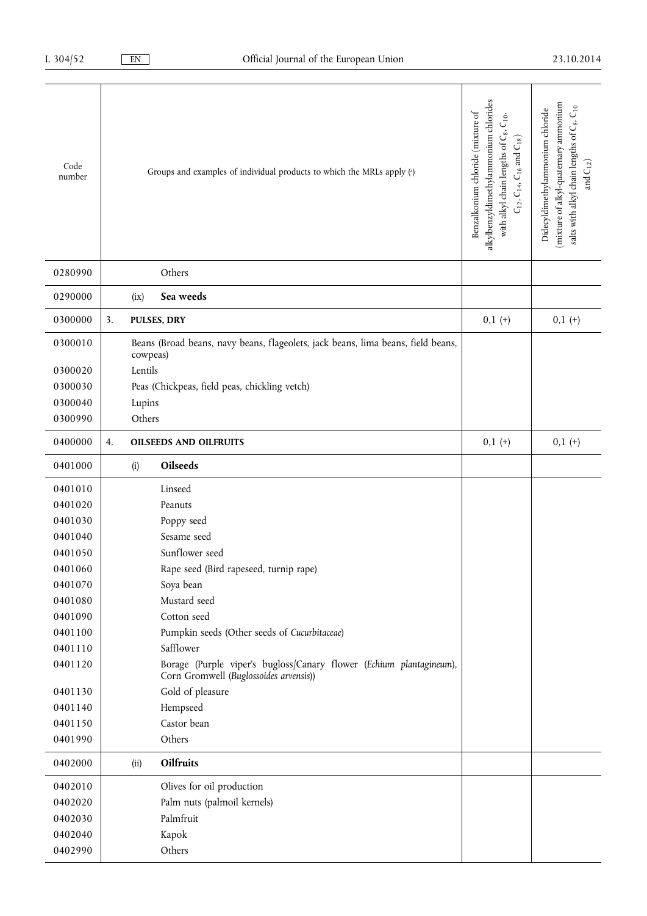| Code number | Groups and examples of individual products to which the MRLs apply [a] | Benzalkonium chloride (mixture of alkylbenzyldimethylammonium chlorides with alkyl chain lengths of $C_8$, $C_{10}$, $C_{12}$, $C_{14}$, $C_{16}$ and $C_{18}$) | Didecyldimethylammonium chloride (mixture of alkyl-quaternary ammonium salts with alkyl chain lengths of $C_8$, $C_{10}$ and $C_{12}$) |
|---|---|---|---|
| 0280990 | Others | | |
| 0290000 | (ix) **Sea weeds** | | |
| 0300000 | 3. **PULSES, DRY** | 0,1 (+) | 0,1 (+) |
| 0300010 | Beans (Broad beans, navy beans, flageolets, jack beans, lima beans, field beans, cowpeas) | | |
| 0300020 | Lentils | | |
| 0300030 | Peas (Chickpeas, field peas, chickling vetch) | | |
| 0300040 | Lupins | | |
| 0300990 | Others | | |
| 0400000 | 4. **OILSEEDS AND OILFRUITS** | 0,1 (+) | 0,1 (+) |
| 0401000 | (i) **Oilseeds** | | |
| 0401010 | Linseed | | |
| 0401020 | Peanuts | | |
| 0401030 | Poppy seed | | |
| 0401040 | Sesame seed | | |
| 0401050 | Sunflower seed | | |
| 0401060 | Rape seed (Bird rapeseed, turnip rape) | | |
| 0401070 | Soya bean | | |
| 0401080 | Mustard seed | | |
| 0401090 | Cotton seed | | |
| 0401100 | Pumpkin seeds (Other seeds of *Cucurbitaceae*) | | |
| 0401110 | Safflower | | |
| 0401120 | Borage (Purple viper's bugloss/Canary flower (*Echium plantagineum*), Corn Gromwell (*Buglossoides arvensis*)) | | |
| 0401130 | Gold of pleasure | | |
| 0401140 | Hempseed | | |
| 0401150 | Castor bean | | |
| 0401990 | Others | | |
| 0402000 | (ii) **Oilfruits** | | |
| 0402010 | Olives for oil production | | |
| 0402020 | Palm nuts (palmoil kernels) | | |
| 0402030 | Palmfruit | | |
| 0402040 | Kapok | | |
| 0402990 | Others | | |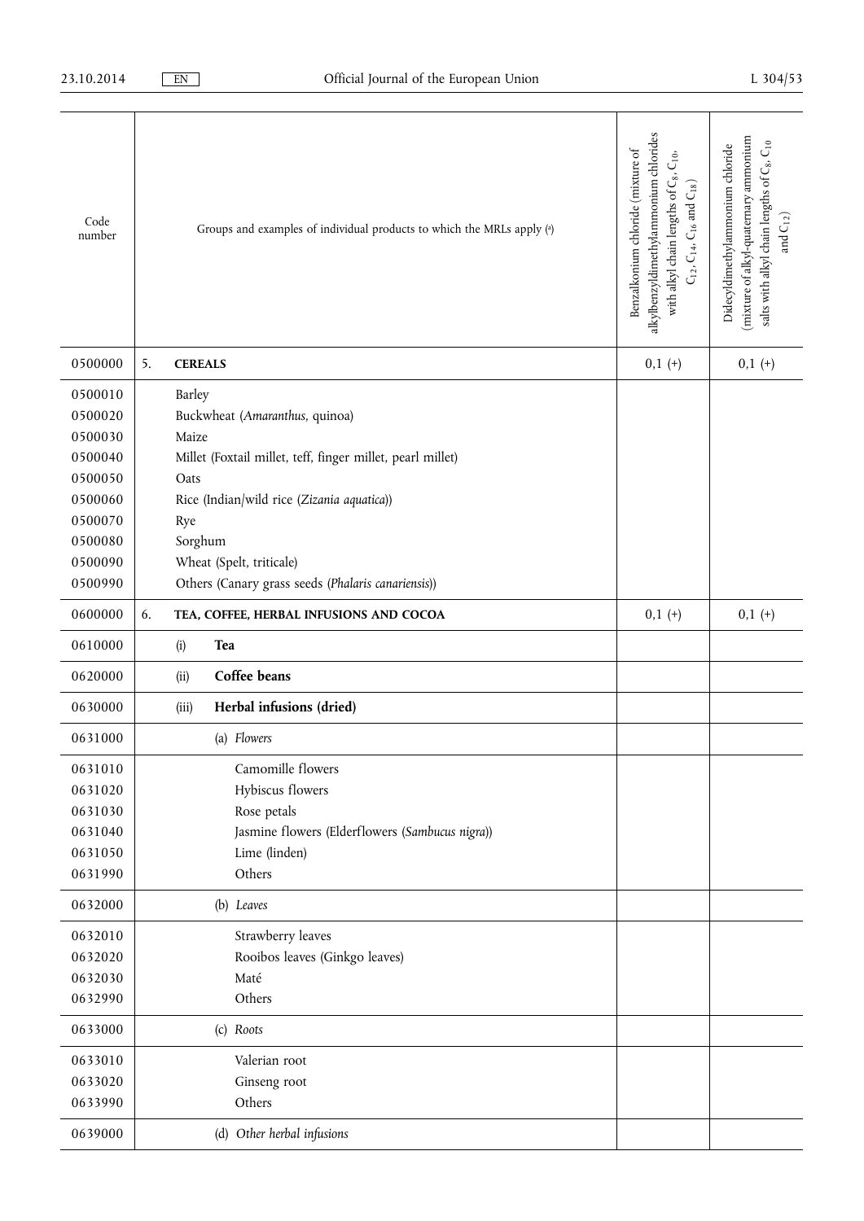| Code number | Groups and examples of individual products to which the MRLs apply (a) | Benzalkonium chloride (mixture of alkylbenzyldimethylammonium chlorides with alkyl chain lengths of $C_8$, $C_{10}$, $C_{12}$, $C_{14}$, $C_{16}$ and $C_{18}$) | Didecyldimethylammonium chloride (mixture of alkyl-quaternary ammonium salts with alkyl chain lengths of $C_8$, $C_{10}$ and $C_{12}$) |
|---|---|---|---|
| 0500000 | 5. **CEREALS** | 0,1 (+) | 0,1 (+) |
| 0500010 | Barley | | |
| 0500020 | Buckwheat (*Amaranthus*, quinoa) | | |
| 0500030 | Maize | | |
| 0500040 | Millet (Foxtail millet, teff, finger millet, pearl millet) | | |
| 0500050 | Oats | | |
| 0500060 | Rice (Indian/wild rice (*Zizania aquatica*)) | | |
| 0500070 | Rye | | |
| 0500080 | Sorghum | | |
| 0500090 | Wheat (Spelt, triticale) | | |
| 0500990 | Others (Canary grass seeds (*Phalaris canariensis*)) | | |
| 0600000 | 6. **TEA, COFFEE, HERBAL INFUSIONS AND COCOA** | 0,1 (+) | 0,1 (+) |
| 0610000 | (i) **Tea** | | |
| 0620000 | (ii) **Coffee beans** | | |
| 0630000 | (iii) **Herbal infusions (dried)** | | |
| 0631000 | (a) *Flowers* | | |
| 0631010 | Camomille flowers | | |
| 0631020 | Hybiscus flowers | | |
| 0631030 | Rose petals | | |
| 0631040 | Jasmine flowers (Elderflowers (*Sambucus nigra*)) | | |
| 0631050 | Lime (linden) | | |
| 0631990 | Others | | |
| 0632000 | (b) *Leaves* | | |
| 0632010 | Strawberry leaves | | |
| 0632020 | Rooibos leaves (Ginkgo leaves) | | |
| 0632030 | Maté | | |
| 0632990 | Others | | |
| 0633000 | (c) *Roots* | | |
| 0633010 | Valerian root | | |
| 0633020 | Ginseng root | | |
| 0633990 | Others | | |
| 0639000 | (d) *Other herbal infusions* | | |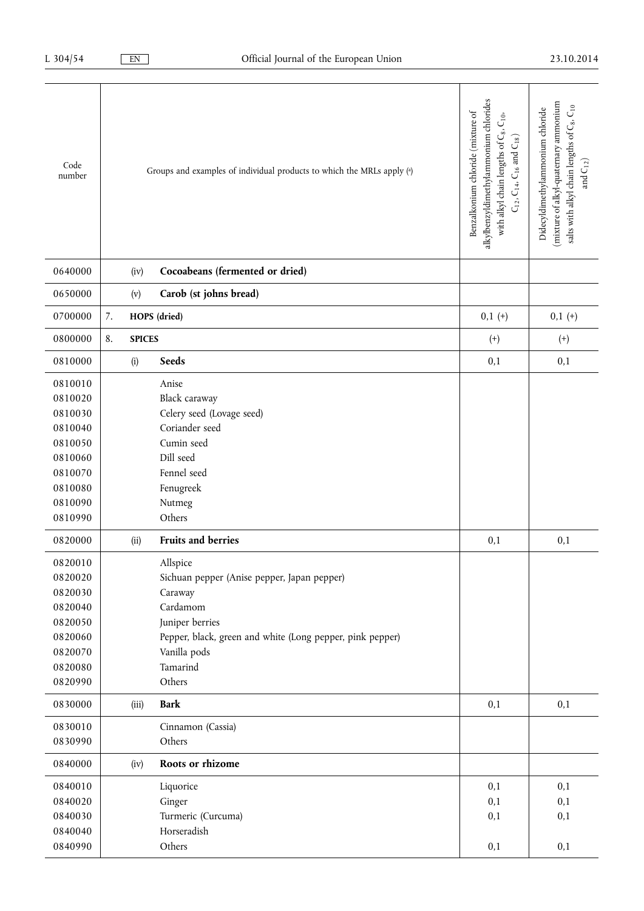| Code number | Groups and examples of individual products to which the MRLs apply [a] | | Benzalkonium chloride (mixture of alkylbenzyldimethylammonium chlorides with alkyl chain lengths of $C_8$, $C_{10}$, $C_{12}$, $C_{14}$, $C_{16}$ and $C_{18}$) | Didecyldimethylammonium chloride (mixture of alkyl-quaternary ammonium salts with alkyl chain lengths of $C_8$, $C_{10}$ and $C_{12}$) |
|---|---|---|---|---|
| 0640000 | (iv) | **Cocoabeans (fermented or dried)** | | |
| 0650000 | (v) | **Carob (st johns bread)** | | |
| 0700000 | 7. | **HOPS (dried)** | 0,1 (+) | 0,1 (+) |
| 0800000 | 8. | **SPICES** | (+) | (+) |
| 0810000 | (i) | **Seeds** | 0,1 | 0,1 |
| 0810010 | | Anise | | |
| 0810020 | | Black caraway | | |
| 0810030 | | Celery seed (Lovage seed) | | |
| 0810040 | | Coriander seed | | |
| 0810050 | | Cumin seed | | |
| 0810060 | | Dill seed | | |
| 0810070 | | Fennel seed | | |
| 0810080 | | Fenugreek | | |
| 0810090 | | Nutmeg | | |
| 0810990 | | Others | | |
| 0820000 | (ii) | **Fruits and berries** | 0,1 | 0,1 |
| 0820010 | | Allspice | | |
| 0820020 | | Sichuan pepper (Anise pepper, Japan pepper) | | |
| 0820030 | | Caraway | | |
| 0820040 | | Cardamom | | |
| 0820050 | | Juniper berries | | |
| 0820060 | | Pepper, black, green and white (Long pepper, pink pepper) | | |
| 0820070 | | Vanilla pods | | |
| 0820080 | | Tamarind | | |
| 0820990 | | Others | | |
| 0830000 | (iii) | **Bark** | 0,1 | 0,1 |
| 0830010 | | Cinnamon (Cassia) | | |
| 0830990 | | Others | | |
| 0840000 | (iv) | **Roots or rhizome** | | |
| 0840010 | | Liquorice | 0,1 | 0,1 |
| 0840020 | | Ginger | 0,1 | 0,1 |
| 0840030 | | Turmeric (Curcuma) | 0,1 | 0,1 |
| 0840040 | | Horseradish | | |
| 0840990 | | Others | 0,1 | 0,1 |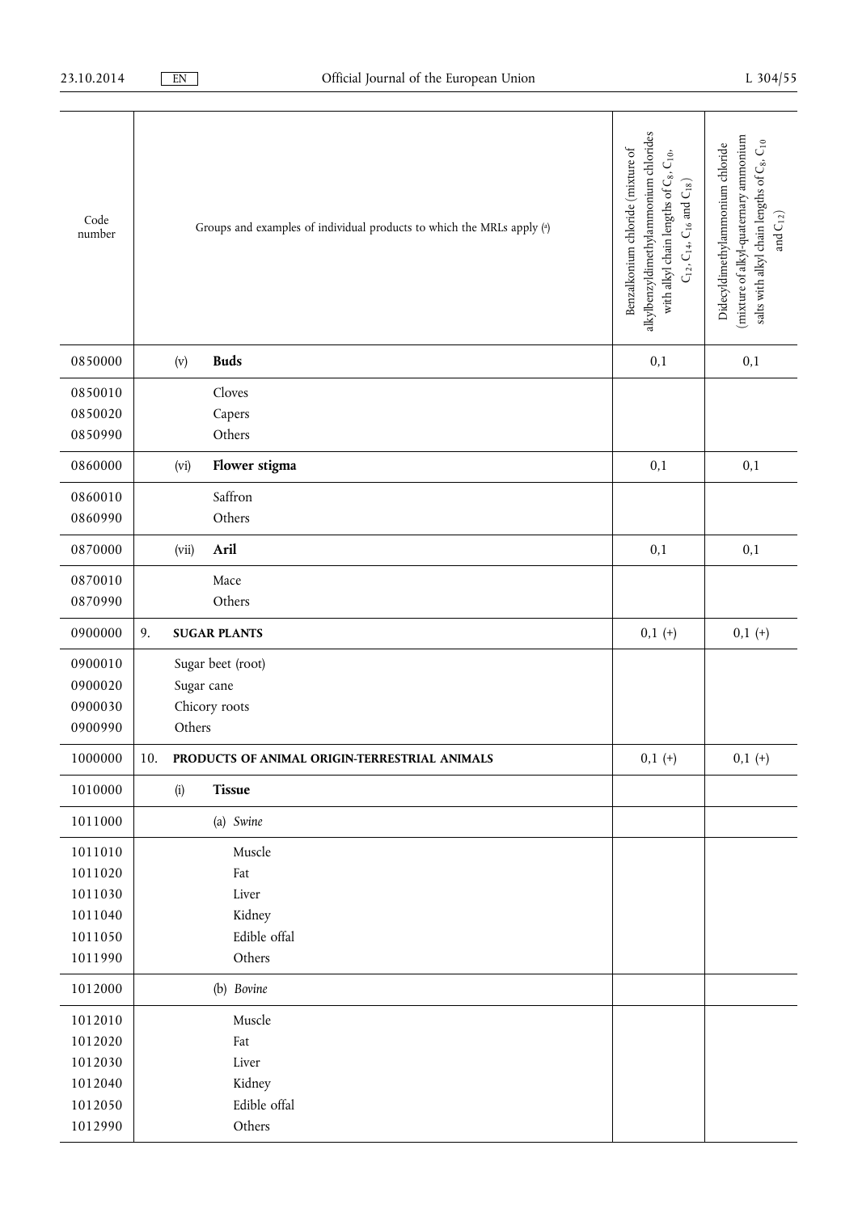| Code number | Groups and examples of individual products to which the MRLs apply (a) | Benzalkonium chloride (mixture of alkylbenzyldimethylammonium chlorides with alkyl chain lengths of $C_8$, $C_{10}$, $C_{12}$, $C_{14}$, $C_{16}$ and $C_{18}$) | Didecyldimethylammonium chloride (mixture of alkyl-quaternary ammonium salts with alkyl chain lengths of $C_8$, $C_{10}$ and $C_{12}$) |
|---|---|---|---|
| 0850000 | (v) **Buds** | 0,1 | 0,1 |
| 0850010<br>0850020<br>0850990 | Cloves<br>Capers<br>Others | | |
| 0860000 | (vi) **Flower stigma** | 0,1 | 0,1 |
| 0860010<br>0860990 | Saffron<br>Others | | |
| 0870000 | (vii) **Aril** | 0,1 | 0,1 |
| 0870010<br>0870990 | Mace<br>Others | | |
| 0900000 | 9. **SUGAR PLANTS** | 0,1 (+) | 0,1 (+) |
| 0900010<br>0900020<br>0900030<br>0900990 | Sugar beet (root)<br>Sugar cane<br>Chicory roots<br>Others | | |
| 1000000 | 10. **PRODUCTS OF ANIMAL ORIGIN-TERRESTRIAL ANIMALS** | 0,1 (+) | 0,1 (+) |
| 1010000 | (i) **Tissue** | | |
| 1011000 | (a) *Swine* | | |
| 1011010<br>1011020<br>1011030<br>1011040<br>1011050<br>1011990 | Muscle<br>Fat<br>Liver<br>Kidney<br>Edible offal<br>Others | | |
| 1012000 | (b) *Bovine* | | |
| 1012010<br>1012020<br>1012030<br>1012040<br>1012050<br>1012990 | Muscle<br>Fat<br>Liver<br>Kidney<br>Edible offal<br>Others | | |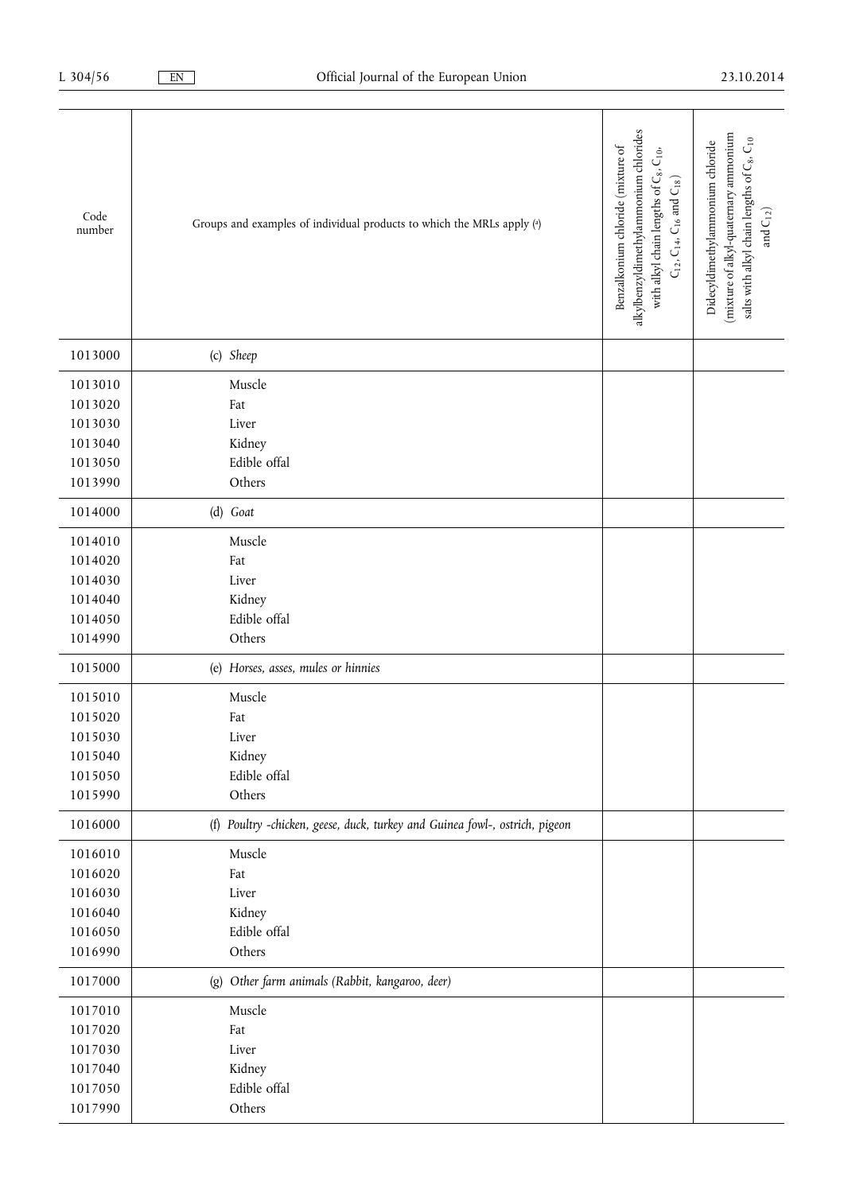| Code number | Groups and examples of individual products to which the MRLs apply [a] | Benzalkonium chloride (mixture of alkylbenzyldimethylammonium chlorides with alkyl chain lengths of $C_8$, $C_{10}$, $C_{12}$, $C_{14}$, $C_{16}$ and $C_{18}$) | Didecyldimethylammonium chloride (mixture of alkyl-quaternary ammonium salts with alkyl chain lengths of $C_8$, $C_{10}$ and $C_{12}$) |
|---|---|---|---|
| 1013000 | (c) *Sheep* | | |
| 1013010 | Muscle | | |
| 1013020 | Fat | | |
| 1013030 | Liver | | |
| 1013040 | Kidney | | |
| 1013050 | Edible offal | | |
| 1013990 | Others | | |
| 1014000 | (d) *Goat* | | |
| 1014010 | Muscle | | |
| 1014020 | Fat | | |
| 1014030 | Liver | | |
| 1014040 | Kidney | | |
| 1014050 | Edible offal | | |
| 1014990 | Others | | |
| 1015000 | (e) *Horses, asses, mules or hinnies* | | |
| 1015010 | Muscle | | |
| 1015020 | Fat | | |
| 1015030 | Liver | | |
| 1015040 | Kidney | | |
| 1015050 | Edible offal | | |
| 1015990 | Others | | |
| 1016000 | (f) *Poultry -chicken, geese, duck, turkey and Guinea fowl-, ostrich, pigeon* | | |
| 1016010 | Muscle | | |
| 1016020 | Fat | | |
| 1016030 | Liver | | |
| 1016040 | Kidney | | |
| 1016050 | Edible offal | | |
| 1016990 | Others | | |
| 1017000 | (g) *Other farm animals (Rabbit, kangaroo, deer)* | | |
| 1017010 | Muscle | | |
| 1017020 | Fat | | |
| 1017030 | Liver | | |
| 1017040 | Kidney | | |
| 1017050 | Edible offal | | |
| 1017990 | Others | | |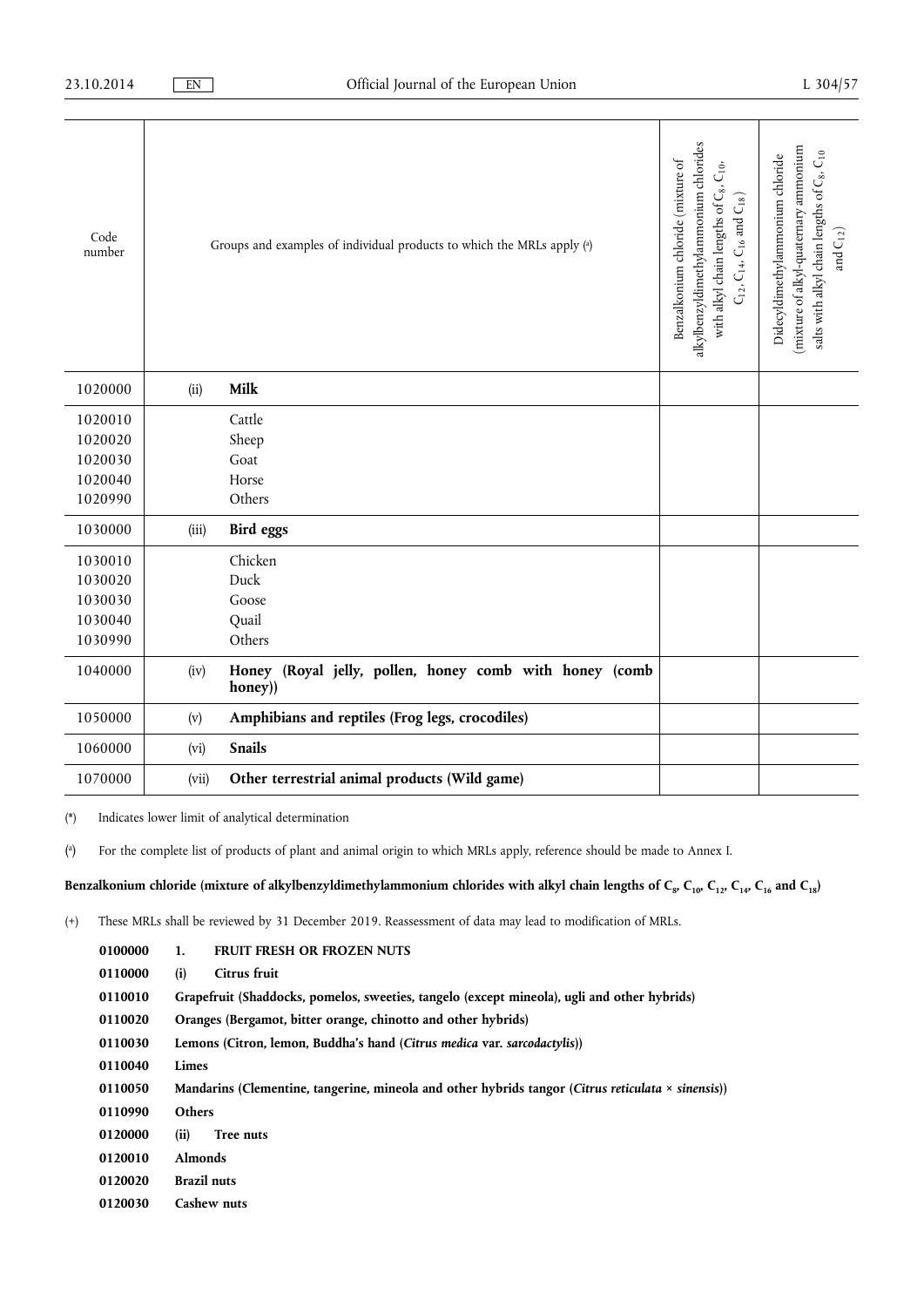| Code number | Groups and examples of individual products to which the MRLs apply ([a]) | | Benzalkonium chloride (mixture of alkylbenzyldimethylammonium chlorides with alkyl chain lengths of $C_8$, $C_{10}$, $C_{12}$, $C_{14}$, $C_{16}$ and $C_{18}$) | Didecyldimethylammonium chloride (mixture of alkyl-quaternary ammonium salts with alkyl chain lengths of $C_8$, $C_{10}$ and $C_{12}$) |
|---|---|---|---|---|
| 1020000 | (ii) | **Milk** | | |
| 1020010<br>1020020<br>1020030<br>1020040<br>1020990 | | Cattle<br>Sheep<br>Goat<br>Horse<br>Others | | |
| 1030000 | (iii) | **Bird eggs** | | |
| 1030010<br>1030020<br>1030030<br>1030040<br>1030990 | | Chicken<br>Duck<br>Goose<br>Quail<br>Others | | |
| 1040000 | (iv) | **Honey (Royal jelly, pollen, honey comb with honey (comb honey))** | | |
| 1050000 | (v) | **Amphibians and reptiles (Frog legs, crocodiles)** | | |
| 1060000 | (vi) | **Snails** | | |
| 1070000 | (vii) | **Other terrestrial animal products (Wild game)** | | |

(*) Indicates lower limit of analytical determination

([a]) For the complete list of products of plant and animal origin to which MRLs apply, reference should be made to Annex I.

**Benzalkonium chloride (mixture of alkylbenzyldimethylammonium chlorides with alkyl chain lengths of $C_8$, $C_{10}$, $C_{12}$, $C_{14}$, $C_{16}$ and $C_{18}$)**

(+) These MRLs shall be reviewed by 31 December 2019. Reassessment of data may lead to modification of MRLs.

**0100000 1. FRUIT FRESH OR FROZEN NUTS**

**0110000 (i) Citrus fruit**

**0110010 Grapefruit (Shaddocks, pomelos, sweeties, tangelo (except mineola), ugli and other hybrids)**

**0110020 Oranges (Bergamot, bitter orange, chinotto and other hybrids)**

**0110030 Lemons (Citron, lemon, Buddha's hand (*Citrus medica* var. *sarcodactylis*))**

**0110040 Limes**

**0110050 Mandarins (Clementine, tangerine, mineola and other hybrids tangor (*Citrus reticulata × sinensis*))**

**0110990 Others**

**0120000 (ii) Tree nuts**

**0120010 Almonds**

**0120020 Brazil nuts**

**0120030 Cashew nuts**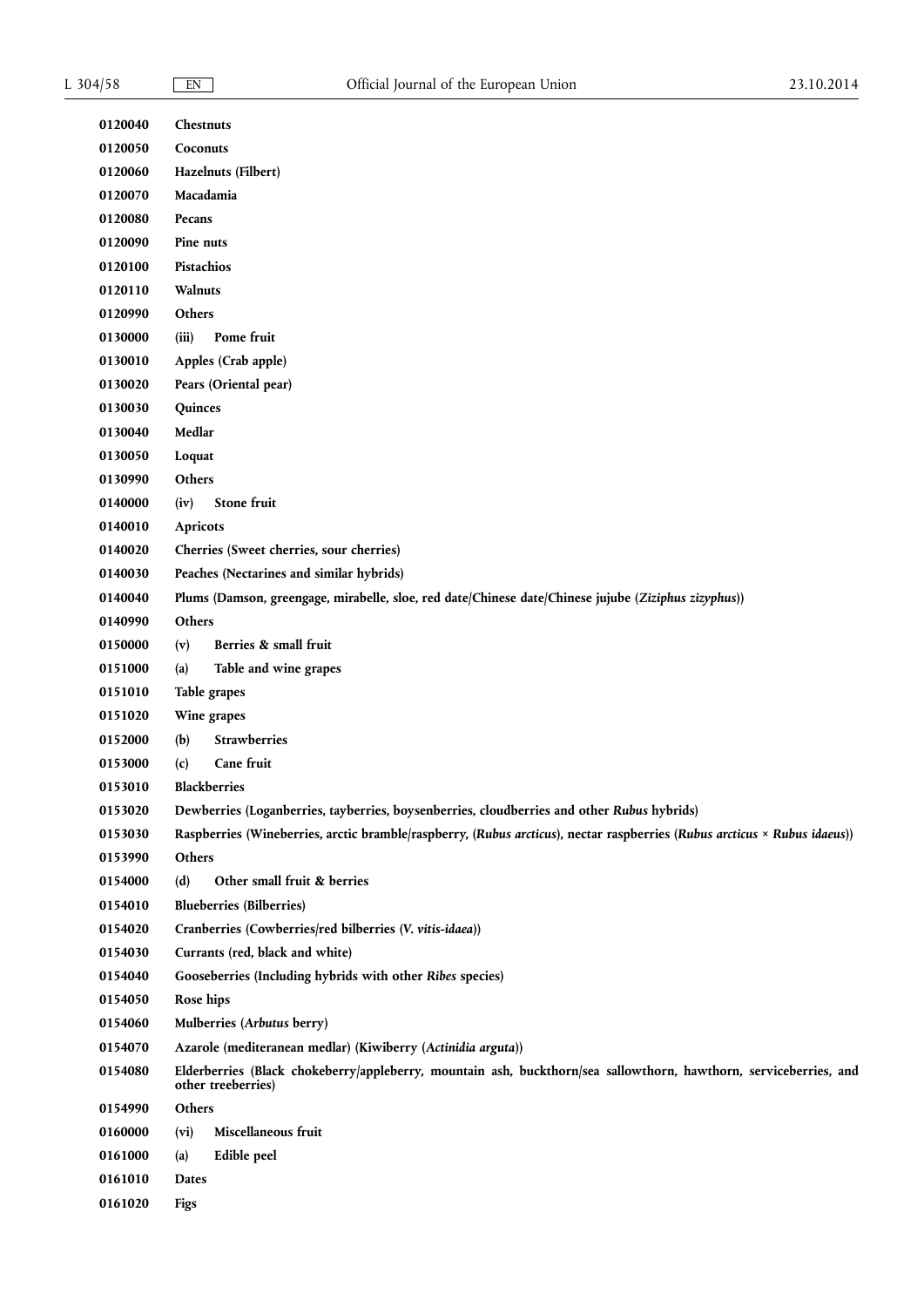| | |
|---|---|
| **0120040** | **Chestnuts** |
| **0120050** | **Coconuts** |
| **0120060** | **Hazelnuts (Filbert)** |
| **0120070** | **Macadamia** |
| **0120080** | **Pecans** |
| **0120090** | **Pine nuts** |
| **0120100** | **Pistachios** |
| **0120110** | **Walnuts** |
| **0120990** | **Others** |
| **0130000** | **(iii) Pome fruit** |
| **0130010** | **Apples (Crab apple)** |
| **0130020** | **Pears (Oriental pear)** |
| **0130030** | **Quinces** |
| **0130040** | **Medlar** |
| **0130050** | **Loquat** |
| **0130990** | **Others** |
| **0140000** | **(iv) Stone fruit** |
| **0140010** | **Apricots** |
| **0140020** | **Cherries (Sweet cherries, sour cherries)** |
| **0140030** | **Peaches (Nectarines and similar hybrids)** |
| **0140040** | **Plums (Damson, greengage, mirabelle, sloe, red date/Chinese date/Chinese jujube (*Ziziphus zizyphus*))** |
| **0140990** | **Others** |
| **0150000** | **(v) Berries & small fruit** |
| **0151000** | **(a) Table and wine grapes** |
| **0151010** | **Table grapes** |
| **0151020** | **Wine grapes** |
| **0152000** | **(b) Strawberries** |
| **0153000** | **(c) Cane fruit** |
| **0153010** | **Blackberries** |
| **0153020** | **Dewberries (Loganberries, tayberries, boysenberries, cloudberries and other *Rubus* hybrids)** |
| **0153030** | **Raspberries (Wineberries, arctic bramble/raspberry, (*Rubus arcticus*), nectar raspberries (*Rubus arcticus × Rubus idaeus*))** |
| **0153990** | **Others** |
| **0154000** | **(d) Other small fruit & berries** |
| **0154010** | **Blueberries (Bilberries)** |
| **0154020** | **Cranberries (Cowberries/red bilberries (*V. vitis-idaea*))** |
| **0154030** | **Currants (red, black and white)** |
| **0154040** | **Gooseberries (Including hybrids with other *Ribes* species)** |
| **0154050** | **Rose hips** |
| **0154060** | **Mulberries (*Arbutus* berry)** |
| **0154070** | **Azarole (mediteranean medlar) (Kiwiberry (*Actinidia arguta*))** |
| **0154080** | **Elderberries (Black chokeberry/appleberry, mountain ash, buckthorn/sea sallowthorn, hawthorn, serviceberries, and other treeberries)** |
| **0154990** | **Others** |
| **0160000** | **(vi) Miscellaneous fruit** |
| **0161000** | **(a) Edible peel** |
| **0161010** | **Dates** |
| **0161020** | **Figs** |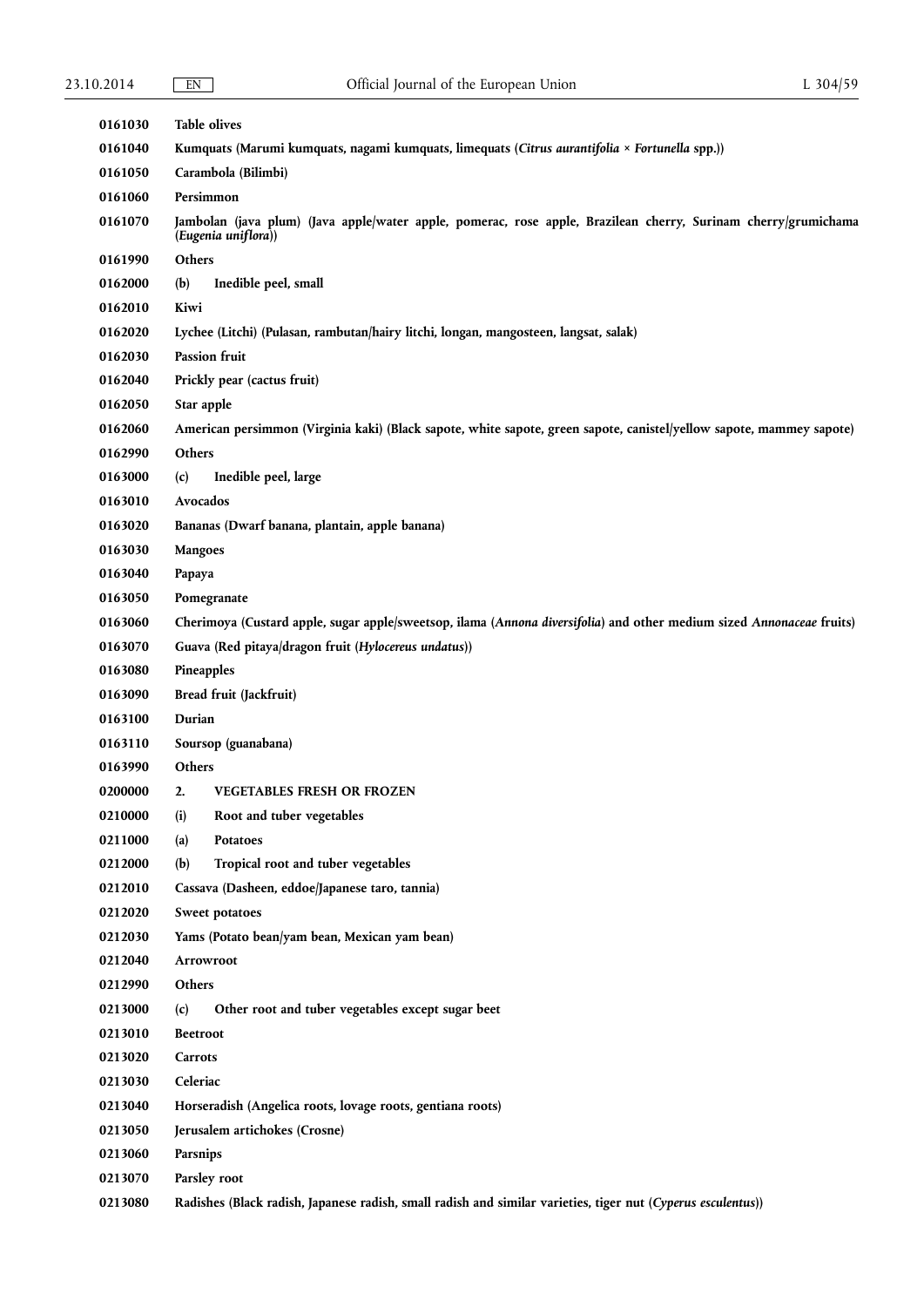| | |
|---|---|
| **0161030** | **Table olives** |
| **0161040** | **Kumquats (Marumi kumquats, nagami kumquats, limequats (*Citrus aurantifolia* × *Fortunella* spp.))** |
| **0161050** | **Carambola (Bilimbi)** |
| **0161060** | **Persimmon** |
| **0161070** | **Jambolan (java plum) (Java apple/water apple, pomerac, rose apple, Brazilean cherry, Surinam cherry/grumichama (*Eugenia uniflora*))** |
| **0161990** | **Others** |
| **0162000** | **(b) Inedible peel, small** |
| **0162010** | **Kiwi** |
| **0162020** | **Lychee (Litchi) (Pulasan, rambutan/hairy litchi, longan, mangosteen, langsat, salak)** |
| **0162030** | **Passion fruit** |
| **0162040** | **Prickly pear (cactus fruit)** |
| **0162050** | **Star apple** |
| **0162060** | **American persimmon (Virginia kaki) (Black sapote, white sapote, green sapote, canistel/yellow sapote, mammey sapote)** |
| **0162990** | **Others** |
| **0163000** | **(c) Inedible peel, large** |
| **0163010** | **Avocados** |
| **0163020** | **Bananas (Dwarf banana, plantain, apple banana)** |
| **0163030** | **Mangoes** |
| **0163040** | **Papaya** |
| **0163050** | **Pomegranate** |
| **0163060** | **Cherimoya (Custard apple, sugar apple/sweetsop, ilama (*Annona diversifolia*) and other medium sized *Annonaceae* fruits)** |
| **0163070** | **Guava (Red pitaya/dragon fruit (*Hylocereus undatus*))** |
| **0163080** | **Pineapples** |
| **0163090** | **Bread fruit (Jackfruit)** |
| **0163100** | **Durian** |
| **0163110** | **Soursop (guanabana)** |
| **0163990** | **Others** |
| **0200000** | **2. VEGETABLES FRESH OR FROZEN** |
| **0210000** | **(i) Root and tuber vegetables** |
| **0211000** | **(a) Potatoes** |
| **0212000** | **(b) Tropical root and tuber vegetables** |
| **0212010** | **Cassava (Dasheen, eddoe/Japanese taro, tannia)** |
| **0212020** | **Sweet potatoes** |
| **0212030** | **Yams (Potato bean/yam bean, Mexican yam bean)** |
| **0212040** | **Arrowroot** |
| **0212990** | **Others** |
| **0213000** | **(c) Other root and tuber vegetables except sugar beet** |
| **0213010** | **Beetroot** |
| **0213020** | **Carrots** |
| **0213030** | **Celeriac** |
| **0213040** | **Horseradish (Angelica roots, lovage roots, gentiana roots)** |
| **0213050** | **Jerusalem artichokes (Crosne)** |
| **0213060** | **Parsnips** |
| **0213070** | **Parsley root** |
| **0213080** | **Radishes (Black radish, Japanese radish, small radish and similar varieties, tiger nut (*Cyperus esculentus*))** |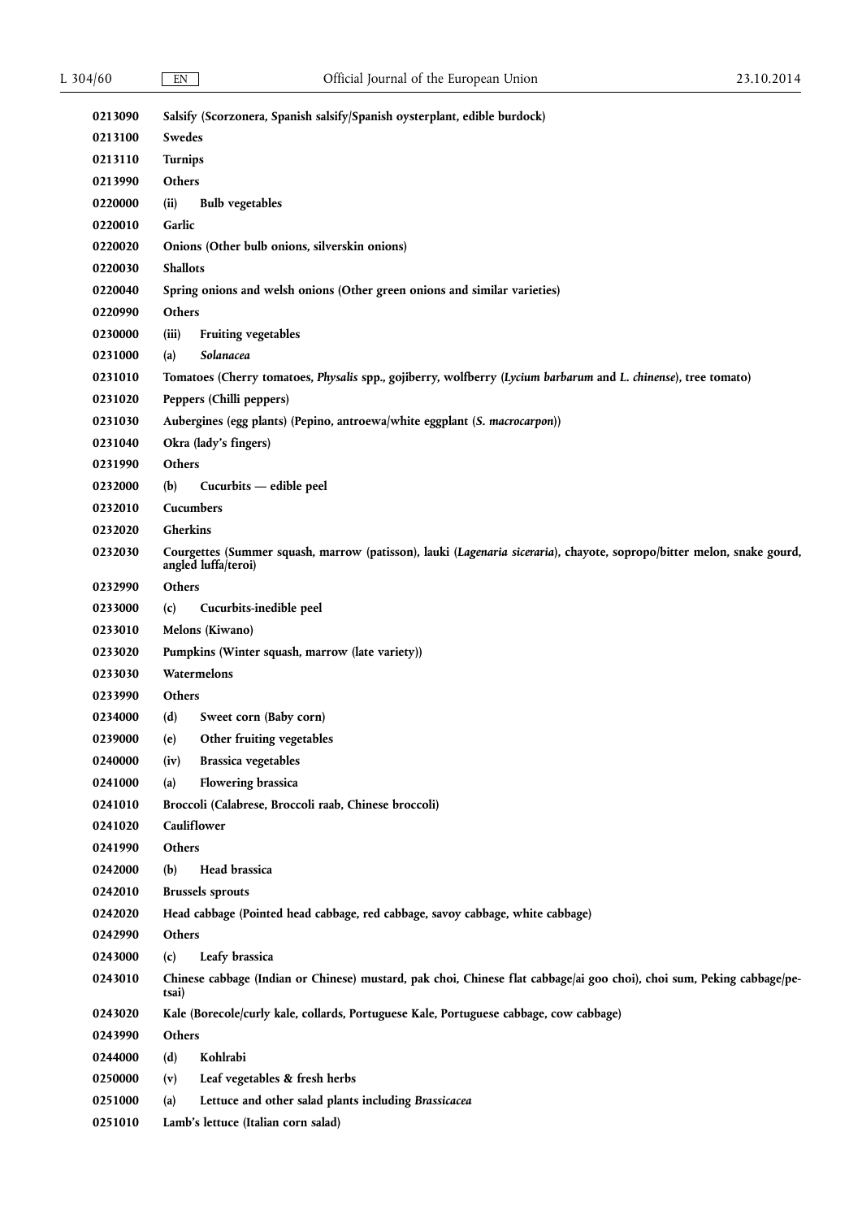| | |
|---|---|
| 0213090 | **Salsify (Scorzonera, Spanish salsify/Spanish oysterplant, edible burdock)** |
| 0213100 | **Swedes** |
| 0213110 | **Turnips** |
| 0213990 | **Others** |
| 0220000 | **(ii) Bulb vegetables** |
| 0220010 | **Garlic** |
| 0220020 | **Onions (Other bulb onions, silverskin onions)** |
| 0220030 | **Shallots** |
| 0220040 | **Spring onions and welsh onions (Other green onions and similar varieties)** |
| 0220990 | **Others** |
| 0230000 | **(iii) Fruiting vegetables** |
| 0231000 | **(a) *Solanacea*** |
| 0231010 | **Tomatoes (Cherry tomatoes, *Physalis* spp., gojiberry, wolfberry (*Lycium barbarum* and *L. chinense*), tree tomato)** |
| 0231020 | **Peppers (Chilli peppers)** |
| 0231030 | **Aubergines (egg plants) (Pepino, antroewa/white eggplant (*S. macrocarpon*))** |
| 0231040 | **Okra (lady's fingers)** |
| 0231990 | **Others** |
| 0232000 | **(b) Cucurbits — edible peel** |
| 0232010 | **Cucumbers** |
| 0232020 | **Gherkins** |
| 0232030 | **Courgettes (Summer squash, marrow (patisson), lauki (*Lagenaria siceraria*), chayote, sopropo/bitter melon, snake gourd, angled luffa/teroi)** |
| 0232990 | **Others** |
| 0233000 | **(c) Cucurbits-inedible peel** |
| 0233010 | **Melons (Kiwano)** |
| 0233020 | **Pumpkins (Winter squash, marrow (late variety))** |
| 0233030 | **Watermelons** |
| 0233990 | **Others** |
| 0234000 | **(d) Sweet corn (Baby corn)** |
| 0239000 | **(e) Other fruiting vegetables** |
| 0240000 | **(iv) Brassica vegetables** |
| 0241000 | **(a) Flowering brassica** |
| 0241010 | **Broccoli (Calabrese, Broccoli raab, Chinese broccoli)** |
| 0241020 | **Cauliflower** |
| 0241990 | **Others** |
| 0242000 | **(b) Head brassica** |
| 0242010 | **Brussels sprouts** |
| 0242020 | **Head cabbage (Pointed head cabbage, red cabbage, savoy cabbage, white cabbage)** |
| 0242990 | **Others** |
| 0243000 | **(c) Leafy brassica** |
| 0243010 | **Chinese cabbage (Indian or Chinese) mustard, pak choi, Chinese flat cabbage/ai goo choi), choi sum, Peking cabbage/pe-tsai)** |
| 0243020 | **Kale (Borecole/curly kale, collards, Portuguese Kale, Portuguese cabbage, cow cabbage)** |
| 0243990 | **Others** |
| 0244000 | **(d) Kohlrabi** |
| 0250000 | **(v) Leaf vegetables & fresh herbs** |
| 0251000 | **(a) Lettuce and other salad plants including *Brassicacea*** |
| 0251010 | **Lamb's lettuce (Italian corn salad)** |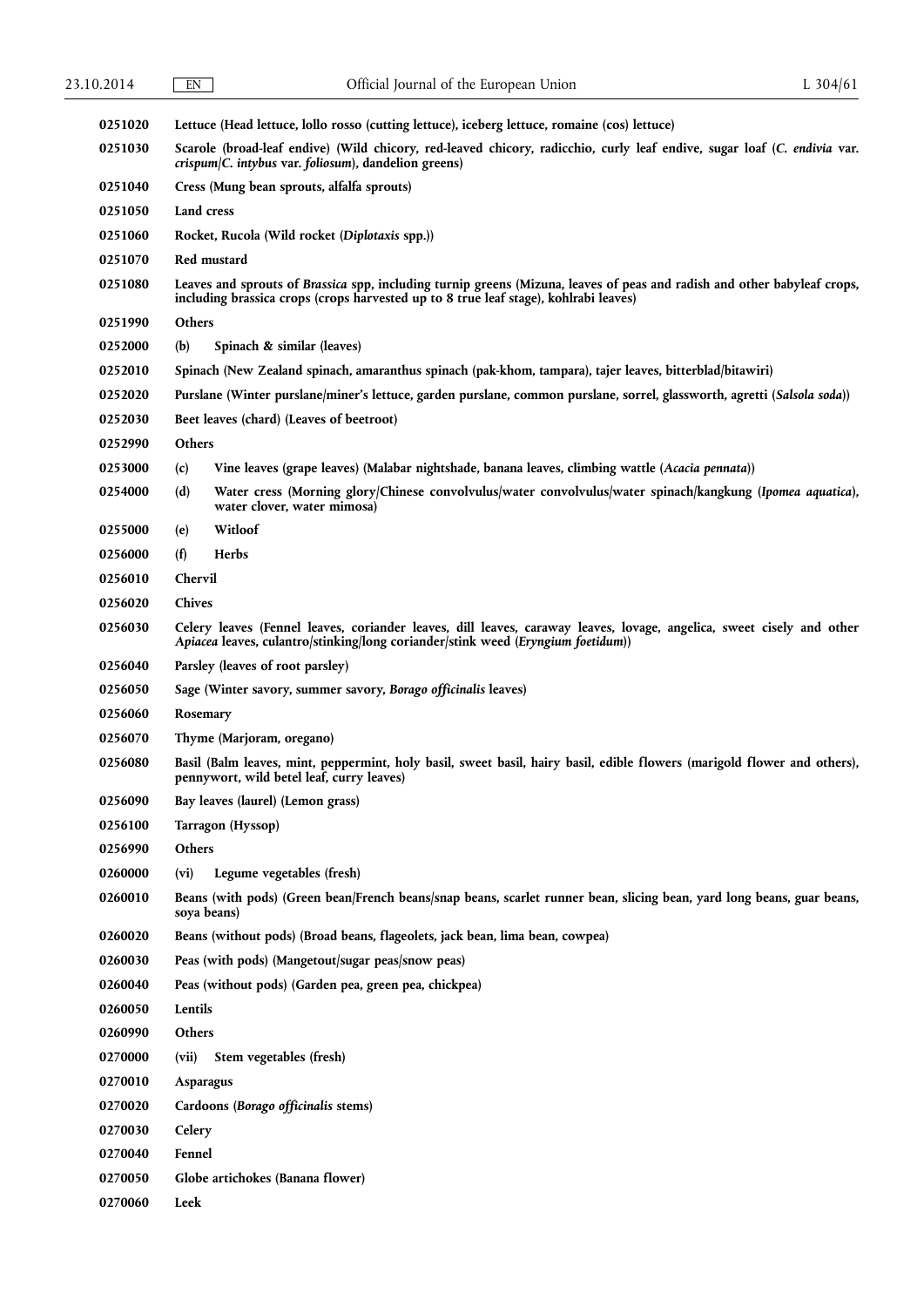| | |
|---|---|
| **0251020** | **Lettuce (Head lettuce, lollo rosso (cutting lettuce), iceberg lettuce, romaine (cos) lettuce)** |
| **0251030** | **Scarole (broad-leaf endive) (Wild chicory, red-leaved chicory, radicchio, curly leaf endive, sugar loaf (*C. endivia* var. *crispum*/*C. intybus* var. *foliosum*), dandelion greens)** |
| **0251040** | **Cress (Mung bean sprouts, alfalfa sprouts)** |
| **0251050** | **Land cress** |
| **0251060** | **Rocket, Rucola (Wild rocket (*Diplotaxis* spp.))** |
| **0251070** | **Red mustard** |
| **0251080** | **Leaves and sprouts of *Brassica* spp, including turnip greens (Mizuna, leaves of peas and radish and other babyleaf crops, including brassica crops (crops harvested up to 8 true leaf stage), kohlrabi leaves)** |
| **0251990** | **Others** |
| **0252000** | **(b) Spinach & similar (leaves)** |
| **0252010** | **Spinach (New Zealand spinach, amaranthus spinach (pak-khom, tampara), tajer leaves, bitterblad/bitawiri)** |
| **0252020** | **Purslane (Winter purslane/miner's lettuce, garden purslane, common purslane, sorrel, glasswort, agretti (*Salsola soda*))** |
| **0252030** | **Beet leaves (chard) (Leaves of beetroot)** |
| **0252990** | **Others** |
| **0253000** | **(c) Vine leaves (grape leaves) (Malabar nightshade, banana leaves, climbing wattle (*Acacia pennata*))** |
| **0254000** | **(d) Water cress (Morning glory/Chinese convolvulus/water convolvulus/water spinach/kangkung (*Ipomea aquatica*), water clover, water mimosa)** |
| **0255000** | **(e) Witloof** |
| **0256000** | **(f) Herbs** |
| **0256010** | **Chervil** |
| **0256020** | **Chives** |
| **0256030** | **Celery leaves (Fennel leaves, coriander leaves, dill leaves, caraway leaves, lovage, angelica, sweet cisely and other *Apiacea* leaves, culantro/stinking/long coriander/stink weed (*Eryngium foetidum*))** |
| **0256040** | **Parsley (leaves of root parsley)** |
| **0256050** | **Sage (Winter savory, summer savory, *Borago officinalis* leaves)** |
| **0256060** | **Rosemary** |
| **0256070** | **Thyme (Marjoram, oregano)** |
| **0256080** | **Basil (Balm leaves, mint, peppermint, holy basil, sweet basil, hairy basil, edible flowers (marigold flower and others), pennywort, wild betel leaf, curry leaves)** |
| **0256090** | **Bay leaves (laurel) (Lemon grass)** |
| **0256100** | **Tarragon (Hyssop)** |
| **0256990** | **Others** |
| **0260000** | **(vi) Legume vegetables (fresh)** |
| **0260010** | **Beans (with pods) (Green bean/French beans/snap beans, scarlet runner bean, slicing bean, yard long beans, guar beans, soya beans)** |
| **0260020** | **Beans (without pods) (Broad beans, flageolets, jack bean, lima bean, cowpea)** |
| **0260030** | **Peas (with pods) (Mangetout/sugar peas/snow peas)** |
| **0260040** | **Peas (without pods) (Garden pea, green pea, chickpea)** |
| **0260050** | **Lentils** |
| **0260990** | **Others** |
| **0270000** | **(vii) Stem vegetables (fresh)** |
| **0270010** | **Asparagus** |
| **0270020** | **Cardoons (*Borago officinalis* stems)** |
| **0270030** | **Celery** |
| **0270040** | **Fennel** |
| **0270050** | **Globe artichokes (Banana flower)** |
| **0270060** | **Leek** |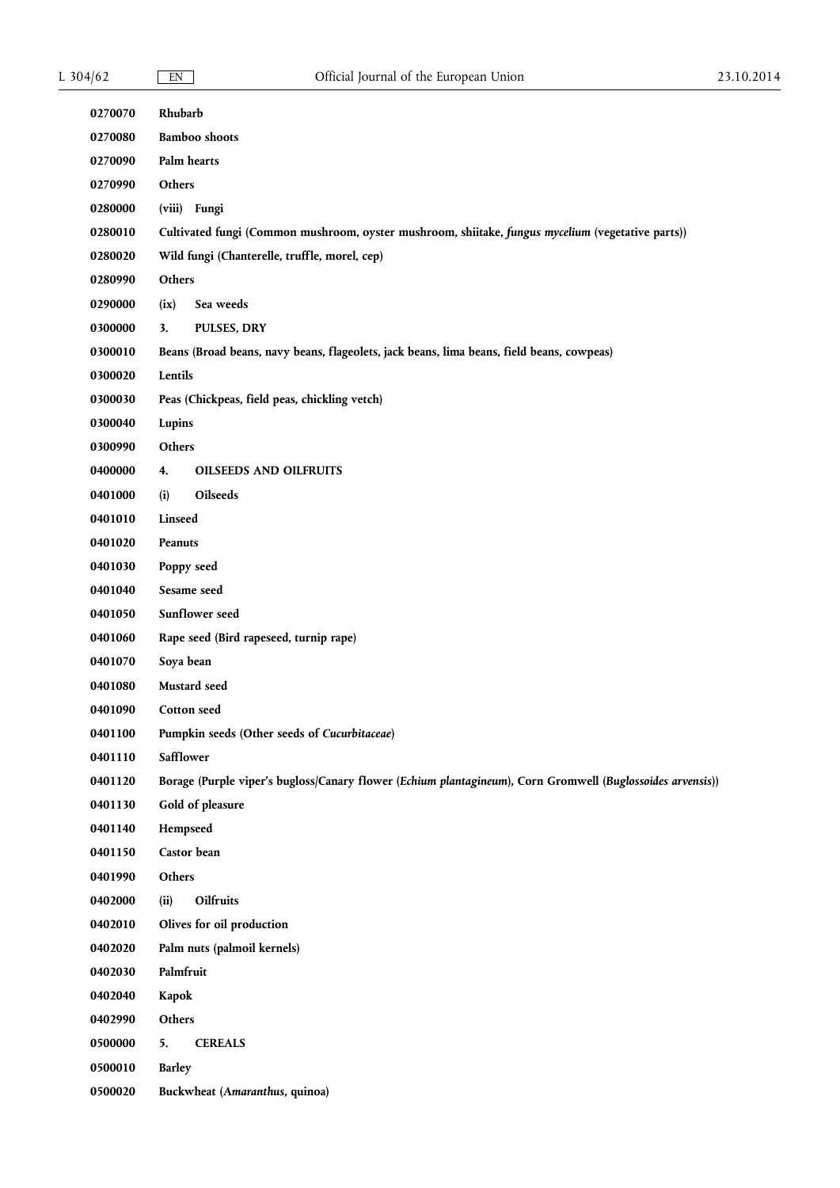| | |
|---|---|
| 0270070 | **Rhubarb** |
| 0270080 | **Bamboo shoots** |
| 0270090 | **Palm hearts** |
| 0270990 | **Others** |
| 0280000 | **(viii) Fungi** |
| 0280010 | **Cultivated fungi (Common mushroom, oyster mushroom, shiitake, *fungus mycelium* (vegetative parts))** |
| 0280020 | **Wild fungi (Chanterelle, truffle, morel, cep)** |
| 0280990 | **Others** |
| 0290000 | **(ix) Sea weeds** |
| 0300000 | **3. PULSES, DRY** |
| 0300010 | **Beans (Broad beans, navy beans, flageolets, jack beans, lima beans, field beans, cowpeas)** |
| 0300020 | **Lentils** |
| 0300030 | **Peas (Chickpeas, field peas, chickling vetch)** |
| 0300040 | **Lupins** |
| 0300990 | **Others** |
| 0400000 | **4. OILSEEDS AND OILFRUITS** |
| 0401000 | **(i) Oilseeds** |
| 0401010 | **Linseed** |
| 0401020 | **Peanuts** |
| 0401030 | **Poppy seed** |
| 0401040 | **Sesame seed** |
| 0401050 | **Sunflower seed** |
| 0401060 | **Rape seed (Bird rapeseed, turnip rape)** |
| 0401070 | **Soya bean** |
| 0401080 | **Mustard seed** |
| 0401090 | **Cotton seed** |
| 0401100 | **Pumpkin seeds (Other seeds of *Cucurbitaceae*)** |
| 0401110 | **Safflower** |
| 0401120 | **Borage (Purple viper's bugloss/Canary flower (*Echium plantagineum*), Corn Gromwell (*Buglossoides arvensis*))** |
| 0401130 | **Gold of pleasure** |
| 0401140 | **Hempseed** |
| 0401150 | **Castor bean** |
| 0401990 | **Others** |
| 0402000 | **(ii) Oilfruits** |
| 0402010 | **Olives for oil production** |
| 0402020 | **Palm nuts (palmoil kernels)** |
| 0402030 | **Palmfruit** |
| 0402040 | **Kapok** |
| 0402990 | **Others** |
| 0500000 | **5. CEREALS** |
| 0500010 | **Barley** |
| 0500020 | **Buckwheat (*Amaranthus*, quinoa)** |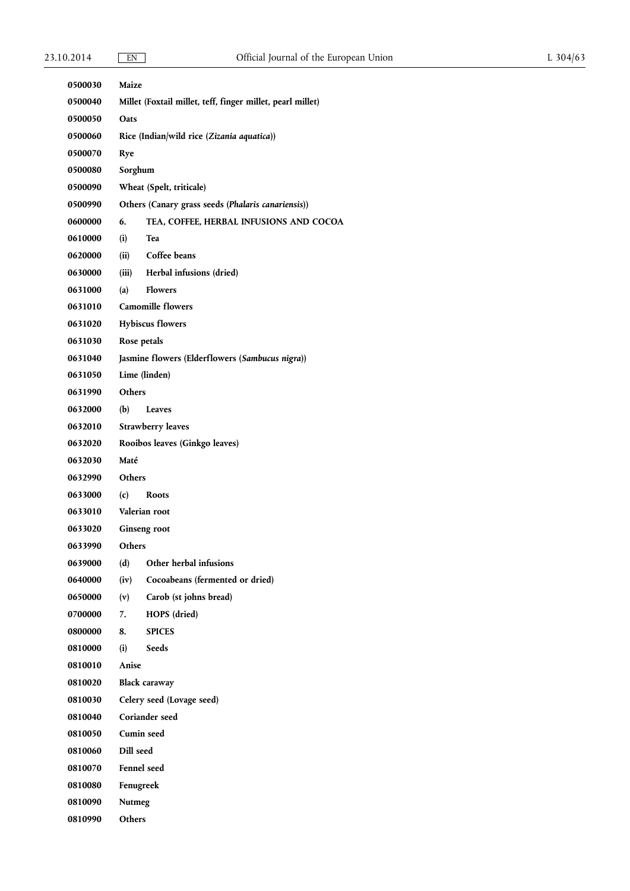| | |
|---|---|
| **0500030** | **Maize** |
| **0500040** | **Millet (Foxtail millet, teff, finger millet, pearl millet)** |
| **0500050** | **Oats** |
| **0500060** | **Rice (Indian/wild rice (*Zizania aquatica*))** |
| **0500070** | **Rye** |
| **0500080** | **Sorghum** |
| **0500090** | **Wheat (Spelt, triticale)** |
| **0500990** | **Others (Canary grass seeds (*Phalaris canariensis*))** |
| **0600000** | **6. TEA, COFFEE, HERBAL INFUSIONS AND COCOA** |
| **0610000** | **(i) Tea** |
| **0620000** | **(ii) Coffee beans** |
| **0630000** | **(iii) Herbal infusions (dried)** |
| **0631000** | **(a) Flowers** |
| **0631010** | **Camomille flowers** |
| **0631020** | **Hybiscus flowers** |
| **0631030** | **Rose petals** |
| **0631040** | **Jasmine flowers (Elderflowers (*Sambucus nigra*))** |
| **0631050** | **Lime (linden)** |
| **0631990** | **Others** |
| **0632000** | **(b) Leaves** |
| **0632010** | **Strawberry leaves** |
| **0632020** | **Rooibos leaves (Ginkgo leaves)** |
| **0632030** | **Maté** |
| **0632990** | **Others** |
| **0633000** | **(c) Roots** |
| **0633010** | **Valerian root** |
| **0633020** | **Ginseng root** |
| **0633990** | **Others** |
| **0639000** | **(d) Other herbal infusions** |
| **0640000** | **(iv) Cocoabeans (fermented or dried)** |
| **0650000** | **(v) Carob (st johns bread)** |
| **0700000** | **7. HOPS (dried)** |
| **0800000** | **8. SPICES** |
| **0810000** | **(i) Seeds** |
| **0810010** | **Anise** |
| **0810020** | **Black caraway** |
| **0810030** | **Celery seed (Lovage seed)** |
| **0810040** | **Coriander seed** |
| **0810050** | **Cumin seed** |
| **0810060** | **Dill seed** |
| **0810070** | **Fennel seed** |
| **0810080** | **Fenugreek** |
| **0810090** | **Nutmeg** |
| **0810990** | **Others** |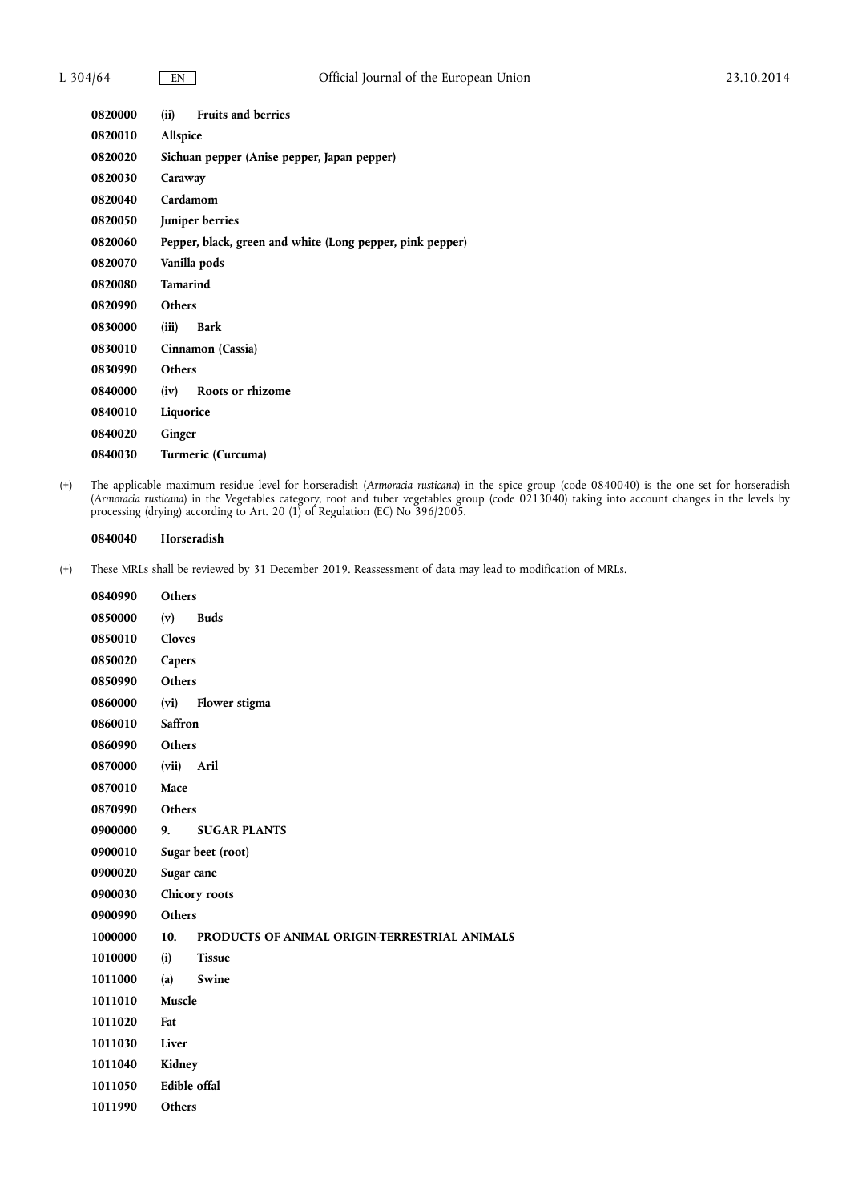| | |
|---|---|
| **0820000** | **(ii) Fruits and berries** |
| **0820010** | **Allspice** |
| **0820020** | **Sichuan pepper (Anise pepper, Japan pepper)** |
| **0820030** | **Caraway** |
| **0820040** | **Cardamom** |
| **0820050** | **Juniper berries** |
| **0820060** | **Pepper, black, green and white (Long pepper, pink pepper)** |
| **0820070** | **Vanilla pods** |
| **0820080** | **Tamarind** |
| **0820990** | **Others** |
| **0830000** | **(iii) Bark** |
| **0830010** | **Cinnamon (Cassia)** |
| **0830990** | **Others** |
| **0840000** | **(iv) Roots or rhizome** |
| **0840010** | **Liquorice** |
| **0840020** | **Ginger** |
| **0840030** | **Turmeric (Curcuma)** |

(+) The applicable maximum residue level for horseradish (*Armoracia rusticana*) in the spice group (code 0840040) is the one set for horseradish (*Armoracia rusticana*) in the Vegetables category, root and tuber vegetables group (code 0213040) taking into account changes in the levels by processing (drying) according to Art. 20 (1) of Regulation (EC) No 396/2005.

| | |
|---|---|
| **0840040** | **Horseradish** |

(+) These MRLs shall be reviewed by 31 December 2019. Reassessment of data may lead to modification of MRLs.

| | |
|---|---|
| **0840990** | **Others** |
| **0850000** | **(v) Buds** |
| **0850010** | **Cloves** |
| **0850020** | **Capers** |
| **0850990** | **Others** |
| **0860000** | **(vi) Flower stigma** |
| **0860010** | **Saffron** |
| **0860990** | **Others** |
| **0870000** | **(vii) Aril** |
| **0870010** | **Mace** |
| **0870990** | **Others** |
| **0900000** | **9. SUGAR PLANTS** |
| **0900010** | **Sugar beet (root)** |
| **0900020** | **Sugar cane** |
| **0900030** | **Chicory roots** |
| **0900990** | **Others** |
| **1000000** | **10. PRODUCTS OF ANIMAL ORIGIN-TERRESTRIAL ANIMALS** |
| **1010000** | **(i) Tissue** |
| **1011000** | **(a) Swine** |
| **1011010** | **Muscle** |
| **1011020** | **Fat** |
| **1011030** | **Liver** |
| **1011040** | **Kidney** |
| **1011050** | **Edible offal** |
| **1011990** | **Others** |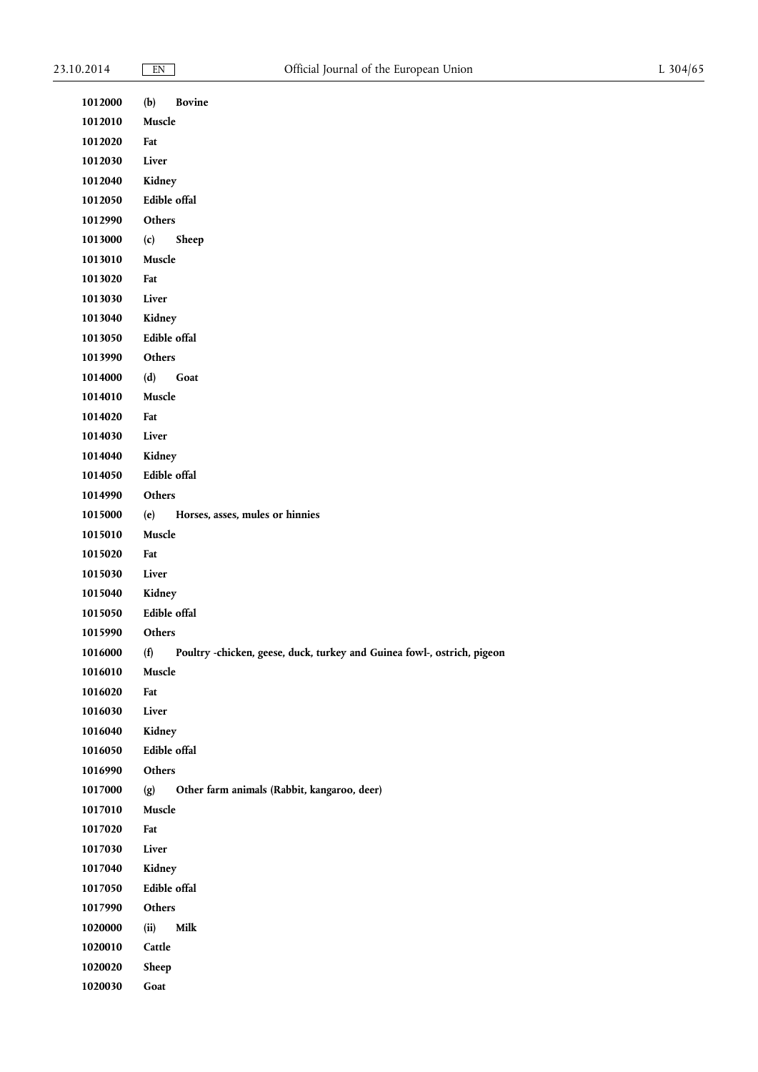| | |
|---|---|
| **1012000** | **(b) Bovine** |
| **1012010** | **Muscle** |
| **1012020** | **Fat** |
| **1012030** | **Liver** |
| **1012040** | **Kidney** |
| **1012050** | **Edible offal** |
| **1012990** | **Others** |
| **1013000** | **(c) Sheep** |
| **1013010** | **Muscle** |
| **1013020** | **Fat** |
| **1013030** | **Liver** |
| **1013040** | **Kidney** |
| **1013050** | **Edible offal** |
| **1013990** | **Others** |
| **1014000** | **(d) Goat** |
| **1014010** | **Muscle** |
| **1014020** | **Fat** |
| **1014030** | **Liver** |
| **1014040** | **Kidney** |
| **1014050** | **Edible offal** |
| **1014990** | **Others** |
| **1015000** | **(e) Horses, asses, mules or hinnies** |
| **1015010** | **Muscle** |
| **1015020** | **Fat** |
| **1015030** | **Liver** |
| **1015040** | **Kidney** |
| **1015050** | **Edible offal** |
| **1015990** | **Others** |
| **1016000** | **(f) Poultry -chicken, geese, duck, turkey and Guinea fowl-, ostrich, pigeon** |
| **1016010** | **Muscle** |
| **1016020** | **Fat** |
| **1016030** | **Liver** |
| **1016040** | **Kidney** |
| **1016050** | **Edible offal** |
| **1016990** | **Others** |
| **1017000** | **(g) Other farm animals (Rabbit, kangaroo, deer)** |
| **1017010** | **Muscle** |
| **1017020** | **Fat** |
| **1017030** | **Liver** |
| **1017040** | **Kidney** |
| **1017050** | **Edible offal** |
| **1017990** | **Others** |
| **1020000** | **(ii) Milk** |
| **1020010** | **Cattle** |
| **1020020** | **Sheep** |
| **1020030** | **Goat** |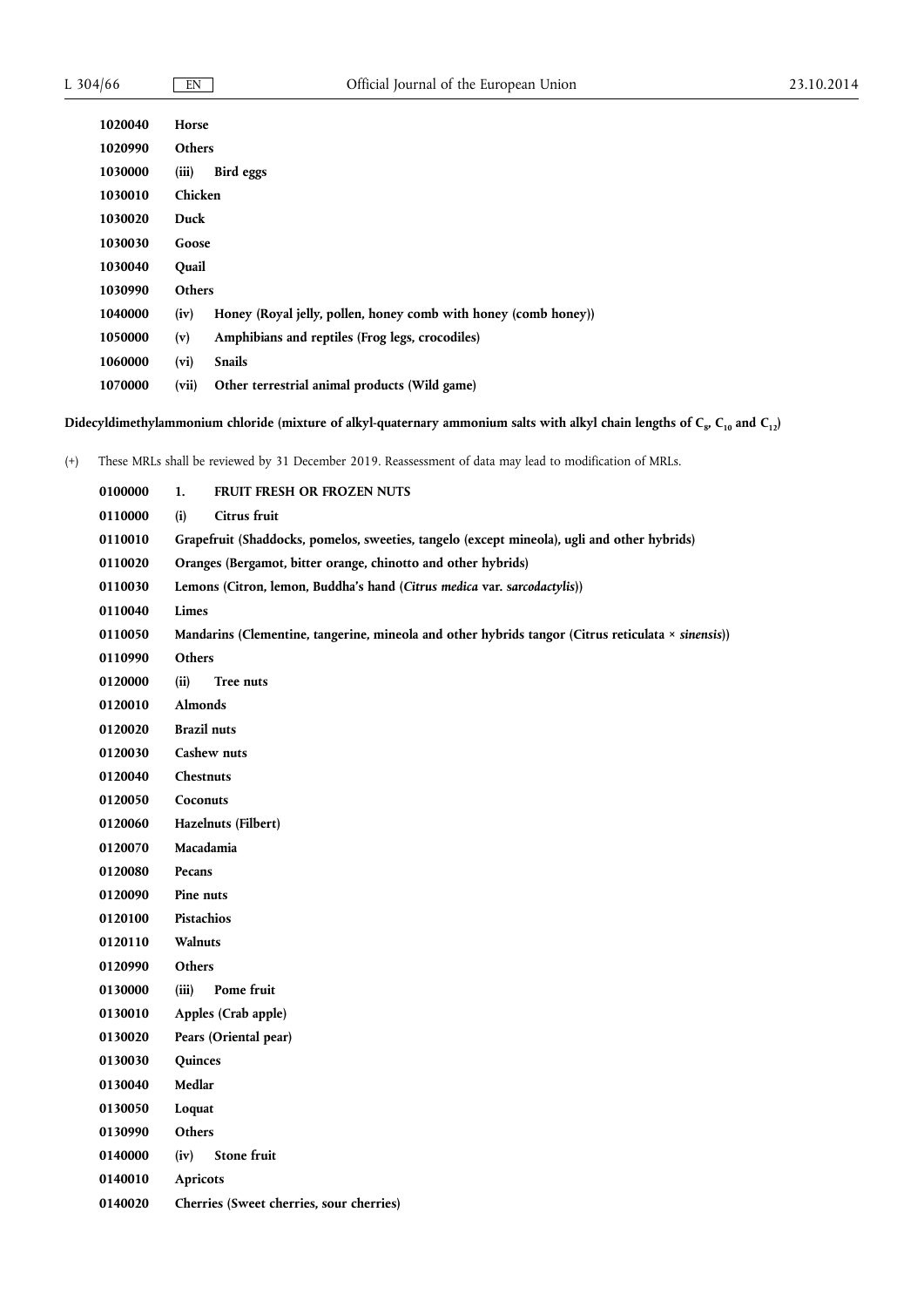| | |
|---|---|
| **1020040** | **Horse** |
| **1020990** | **Others** |
| **1030000** | **(iii) Bird eggs** |
| **1030010** | **Chicken** |
| **1030020** | **Duck** |
| **1030030** | **Goose** |
| **1030040** | **Quail** |
| **1030990** | **Others** |
| **1040000** | **(iv) Honey (Royal jelly, pollen, honey comb with honey (comb honey))** |
| **1050000** | **(v) Amphibians and reptiles (Frog legs, crocodiles)** |
| **1060000** | **(vi) Snails** |
| **1070000** | **(vii) Other terrestrial animal products (Wild game)** |

**Didecyldimethylammonium chloride (mixture of alkyl-quaternary ammonium salts with alkyl chain lengths of $C_8$, $C_{10}$ and $C_{12}$)**

(+) These MRLs shall be reviewed by 31 December 2019. Reassessment of data may lead to modification of MRLs.

| | |
|---|---|
| **0100000** | **1. FRUIT FRESH OR FROZEN NUTS** |
| **0110000** | **(i) Citrus fruit** |
| **0110010** | **Grapefruit (Shaddocks, pomelos, sweeties, tangelo (except mineola), ugli and other hybrids)** |
| **0110020** | **Oranges (Bergamot, bitter orange, chinotto and other hybrids)** |
| **0110030** | **Lemons (Citron, lemon, Buddha's hand (*Citrus medica* var. *sarcodactylis*))** |
| **0110040** | **Limes** |
| **0110050** | **Mandarins (Clementine, tangerine, mineola and other hybrids tangor (Citrus reticulata × *sinensis*))** |
| **0110990** | **Others** |
| **0120000** | **(ii) Tree nuts** |
| **0120010** | **Almonds** |
| **0120020** | **Brazil nuts** |
| **0120030** | **Cashew nuts** |
| **0120040** | **Chestnuts** |
| **0120050** | **Coconuts** |
| **0120060** | **Hazelnuts (Filbert)** |
| **0120070** | **Macadamia** |
| **0120080** | **Pecans** |
| **0120090** | **Pine nuts** |
| **0120100** | **Pistachios** |
| **0120110** | **Walnuts** |
| **0120990** | **Others** |
| **0130000** | **(iii) Pome fruit** |
| **0130010** | **Apples (Crab apple)** |
| **0130020** | **Pears (Oriental pear)** |
| **0130030** | **Quinces** |
| **0130040** | **Medlar** |
| **0130050** | **Loquat** |
| **0130990** | **Others** |
| **0140000** | **(iv) Stone fruit** |
| **0140010** | **Apricots** |
| **0140020** | **Cherries (Sweet cherries, sour cherries)** |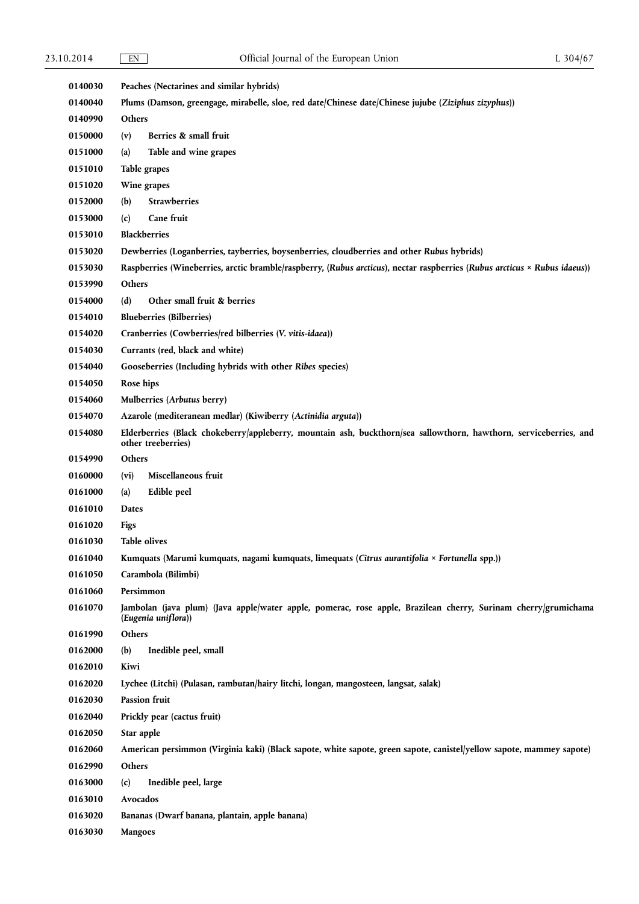| | |
|---|---|
| **0140030** | **Peaches (Nectarines and similar hybrids)** |
| **0140040** | **Plums (Damson, greengage, mirabelle, sloe, red date/Chinese date/Chinese jujube (*Ziziphus zizyphus*))** |
| **0140990** | **Others** |
| **0150000** | **(v) Berries & small fruit** |
| **0151000** | **(a) Table and wine grapes** |
| **0151010** | **Table grapes** |
| **0151020** | **Wine grapes** |
| **0152000** | **(b) Strawberries** |
| **0153000** | **(c) Cane fruit** |
| **0153010** | **Blackberries** |
| **0153020** | **Dewberries (Loganberries, tayberries, boysenberries, cloudberries and other *Rubus* hybrids)** |
| **0153030** | **Raspberries (Wineberries, arctic bramble/raspberry, (*Rubus arcticus*), nectar raspberries (*Rubus arcticus* × *Rubus idaeus*))** |
| **0153990** | **Others** |
| **0154000** | **(d) Other small fruit & berries** |
| **0154010** | **Blueberries (Bilberries)** |
| **0154020** | **Cranberries (Cowberries/red bilberries (*V. vitis-idaea*))** |
| **0154030** | **Currants (red, black and white)** |
| **0154040** | **Gooseberries (Including hybrids with other *Ribes* species)** |
| **0154050** | **Rose hips** |
| **0154060** | **Mulberries (*Arbutus* berry)** |
| **0154070** | **Azarole (mediteranean medlar) (Kiwiberry (*Actinidia arguta*))** |
| **0154080** | **Elderberries (Black chokeberry/appleberry, mountain ash, buckthorn/sea sallowthorn, hawthorn, serviceberries, and other treeberries)** |
| **0154990** | **Others** |
| **0160000** | **(vi) Miscellaneous fruit** |
| **0161000** | **(a) Edible peel** |
| **0161010** | **Dates** |
| **0161020** | **Figs** |
| **0161030** | **Table olives** |
| **0161040** | **Kumquats (Marumi kumquats, nagami kumquats, limequats (*Citrus aurantifolia* × *Fortunella* spp.))** |
| **0161050** | **Carambola (Bilimbi)** |
| **0161060** | **Persimmon** |
| **0161070** | **Jambolan (java plum) (Java apple/water apple, pomerac, rose apple, Brazilean cherry, Surinam cherry/grumichama (*Eugenia uniflora*))** |
| **0161990** | **Others** |
| **0162000** | **(b) Inedible peel, small** |
| **0162010** | **Kiwi** |
| **0162020** | **Lychee (Litchi) (Pulasan, rambutan/hairy litchi, longan, mangosteen, langsat, salak)** |
| **0162030** | **Passion fruit** |
| **0162040** | **Prickly pear (cactus fruit)** |
| **0162050** | **Star apple** |
| **0162060** | **American persimmon (Virginia kaki) (Black sapote, white sapote, green sapote, canistel/yellow sapote, mammey sapote)** |
| **0162990** | **Others** |
| **0163000** | **(c) Inedible peel, large** |
| **0163010** | **Avocados** |
| **0163020** | **Bananas (Dwarf banana, plantain, apple banana)** |
| **0163030** | **Mangoes** |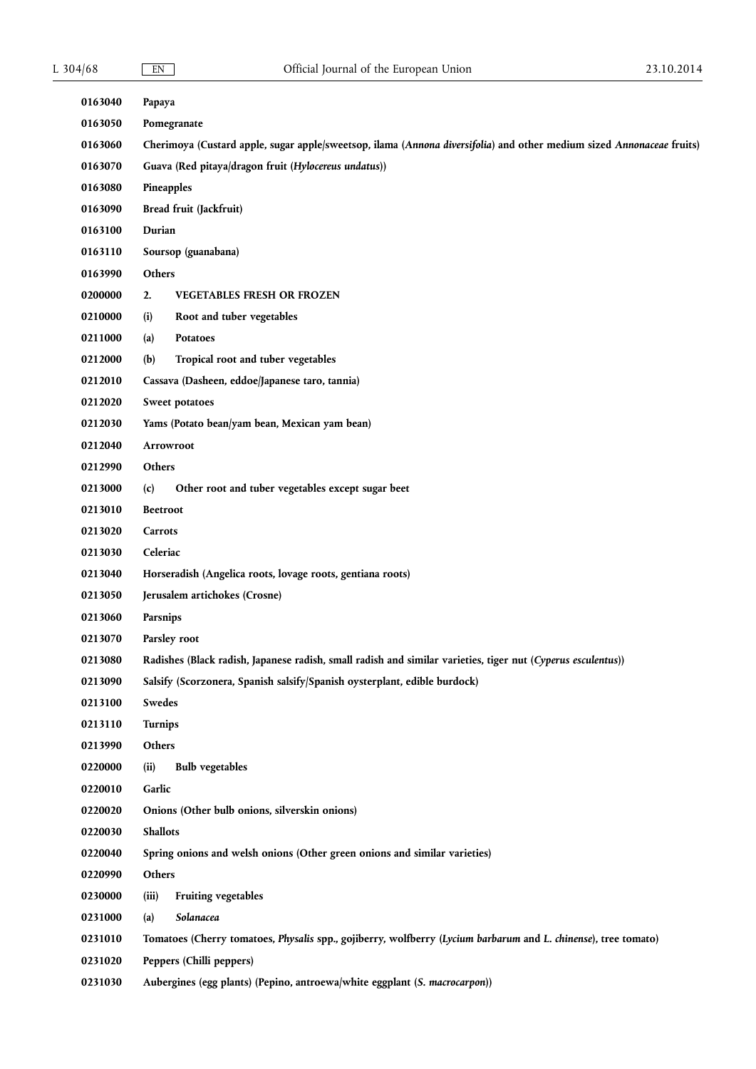| | |
|---|---|
| **0163040** | **Papaya** |
| **0163050** | **Pomegranate** |
| **0163060** | **Cherimoya (Custard apple, sugar apple/sweetsop, ilama (*Annona diversifolia*) and other medium sized *Annonaceae* fruits)** |
| **0163070** | **Guava (Red pitaya/dragon fruit (*Hylocereus undatus*))** |
| **0163080** | **Pineapples** |
| **0163090** | **Bread fruit (Jackfruit)** |
| **0163100** | **Durian** |
| **0163110** | **Soursop (guanabana)** |
| **0163990** | **Others** |
| **0200000** | **2. VEGETABLES FRESH OR FROZEN** |
| **0210000** | **(i) Root and tuber vegetables** |
| **0211000** | **(a) Potatoes** |
| **0212000** | **(b) Tropical root and tuber vegetables** |
| **0212010** | **Cassava (Dasheen, eddoe/Japanese taro, tannia)** |
| **0212020** | **Sweet potatoes** |
| **0212030** | **Yams (Potato bean/yam bean, Mexican yam bean)** |
| **0212040** | **Arrowroot** |
| **0212990** | **Others** |
| **0213000** | **(c) Other root and tuber vegetables except sugar beet** |
| **0213010** | **Beetroot** |
| **0213020** | **Carrots** |
| **0213030** | **Celeriac** |
| **0213040** | **Horseradish (Angelica roots, lovage roots, gentiana roots)** |
| **0213050** | **Jerusalem artichokes (Crosne)** |
| **0213060** | **Parsnips** |
| **0213070** | **Parsley root** |
| **0213080** | **Radishes (Black radish, Japanese radish, small radish and similar varieties, tiger nut (*Cyperus esculentus*))** |
| **0213090** | **Salsify (Scorzonera, Spanish salsify/Spanish oysterplant, edible burdock)** |
| **0213100** | **Swedes** |
| **0213110** | **Turnips** |
| **0213990** | **Others** |
| **0220000** | **(ii) Bulb vegetables** |
| **0220010** | **Garlic** |
| **0220020** | **Onions (Other bulb onions, silverskin onions)** |
| **0220030** | **Shallots** |
| **0220040** | **Spring onions and welsh onions (Other green onions and similar varieties)** |
| **0220990** | **Others** |
| **0230000** | **(iii) Fruiting vegetables** |
| **0231000** | **(a) *Solanacea*** |
| **0231010** | **Tomatoes (Cherry tomatoes, *Physalis* spp., gojiberry, wolfberry (*Lycium barbarum* and *L. chinense*), tree tomato)** |
| **0231020** | **Peppers (Chilli peppers)** |
| **0231030** | **Aubergines (egg plants) (Pepino, antroewa/white eggplant (*S. macrocarpon*))** |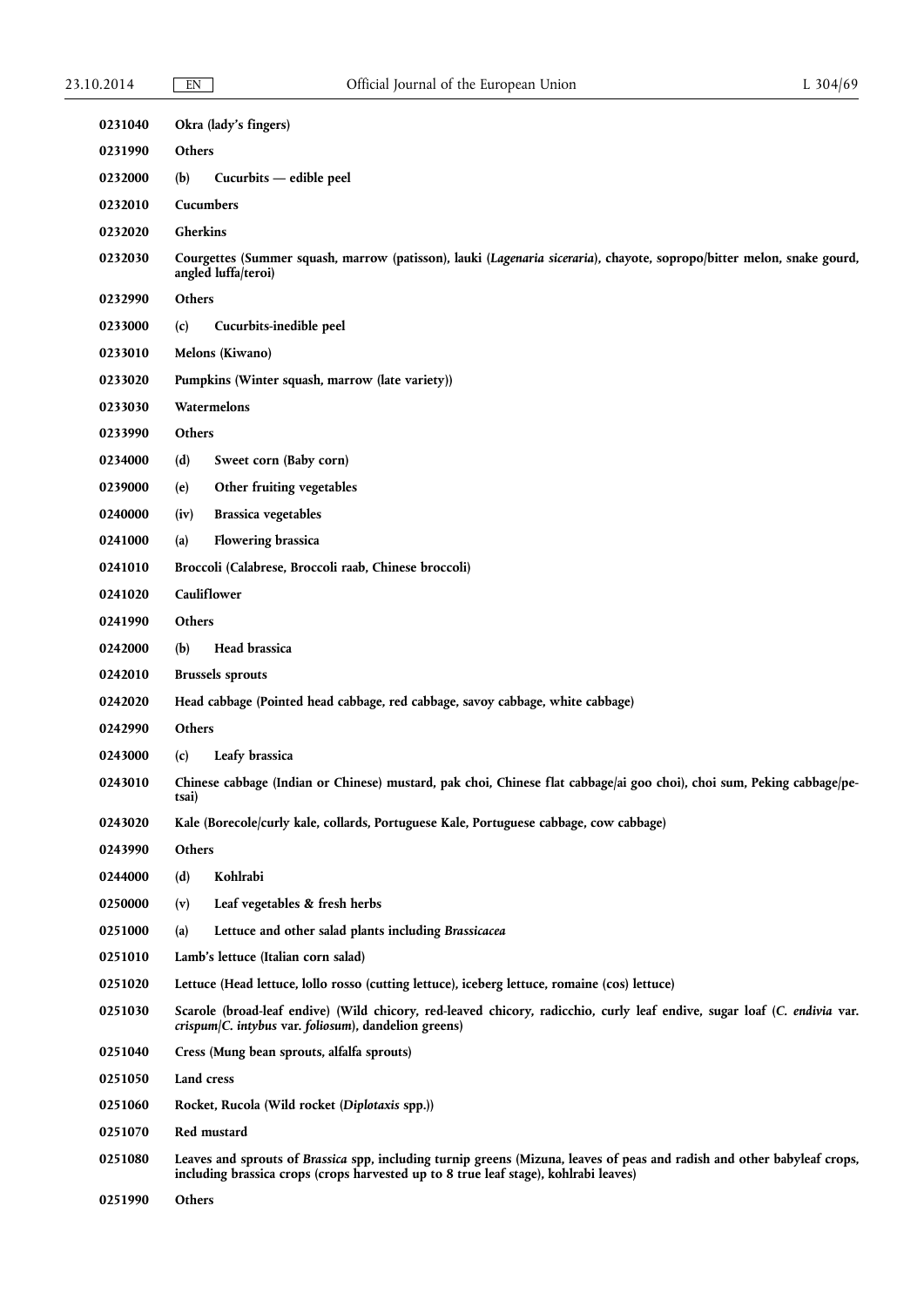| | |
|---|---|
| **0231040** | **Okra (lady's fingers)** |
| **0231990** | **Others** |
| **0232000** | **(b) Cucurbits — edible peel** |
| **0232010** | **Cucumbers** |
| **0232020** | **Gherkins** |
| **0232030** | **Courgettes (Summer squash, marrow (patisson), lauki (*Lagenaria siceraria*), chayote, sopropo/bitter melon, snake gourd, angled luffa/teroi)** |
| **0232990** | **Others** |
| **0233000** | **(c) Cucurbits-inedible peel** |
| **0233010** | **Melons (Kiwano)** |
| **0233020** | **Pumpkins (Winter squash, marrow (late variety))** |
| **0233030** | **Watermelons** |
| **0233990** | **Others** |
| **0234000** | **(d) Sweet corn (Baby corn)** |
| **0239000** | **(e) Other fruiting vegetables** |
| **0240000** | **(iv) Brassica vegetables** |
| **0241000** | **(a) Flowering brassica** |
| **0241010** | **Broccoli (Calabrese, Broccoli raab, Chinese broccoli)** |
| **0241020** | **Cauliflower** |
| **0241990** | **Others** |
| **0242000** | **(b) Head brassica** |
| **0242010** | **Brussels sprouts** |
| **0242020** | **Head cabbage (Pointed head cabbage, red cabbage, savoy cabbage, white cabbage)** |
| **0242990** | **Others** |
| **0243000** | **(c) Leafy brassica** |
| **0243010** | **Chinese cabbage (Indian or Chinese) mustard, pak choi, Chinese flat cabbage/ai goo choi), choi sum, Peking cabbage/pe-tsai)** |
| **0243020** | **Kale (Borecole/curly kale, collards, Portuguese Kale, Portuguese cabbage, cow cabbage)** |
| **0243990** | **Others** |
| **0244000** | **(d) Kohlrabi** |
| **0250000** | **(v) Leaf vegetables & fresh herbs** |
| **0251000** | **(a) Lettuce and other salad plants including *Brassicacea*** |
| **0251010** | **Lamb's lettuce (Italian corn salad)** |
| **0251020** | **Lettuce (Head lettuce, lollo rosso (cutting lettuce), iceberg lettuce, romaine (cos) lettuce)** |
| **0251030** | **Scarole (broad-leaf endive) (Wild chicory, red-leaved chicory, radicchio, curly leaf endive, sugar loaf (*C. endivia* var. *crispum*/*C. intybus* var. *foliosum*), dandelion greens)** |
| **0251040** | **Cress (Mung bean sprouts, alfalfa sprouts)** |
| **0251050** | **Land cress** |
| **0251060** | **Rocket, Rucola (Wild rocket (*Diplotaxis* spp.))** |
| **0251070** | **Red mustard** |
| **0251080** | **Leaves and sprouts of *Brassica* spp, including turnip greens (Mizuna, leaves of peas and radish and other babyleaf crops, including brassica crops (crops harvested up to 8 true leaf stage), kohlrabi leaves)** |
| **0251990** | **Others** |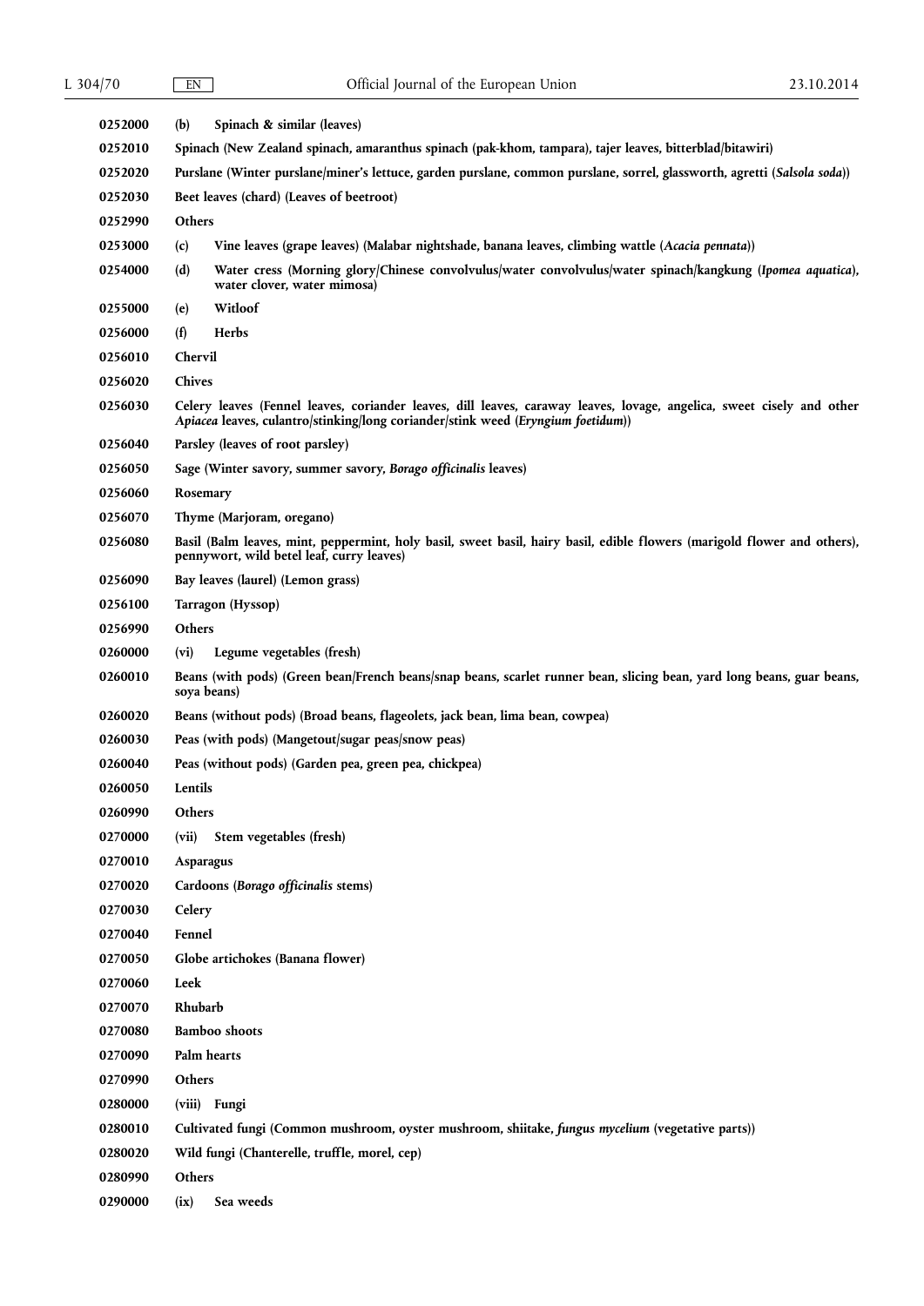| | |
|---|---|
| 0252000 | **(b) Spinach & similar (leaves)** |
| 0252010 | **Spinach (New Zealand spinach, amaranthus spinach (pak-khom, tampara), tajer leaves, bitterblad/bitawiri)** |
| 0252020 | **Purslane (Winter purslane/miner's lettuce, garden purslane, common purslane, sorrel, glassworth, agretti (*Salsola soda*))** |
| 0252030 | **Beet leaves (chard) (Leaves of beetroot)** |
| 0252990 | **Others** |
| 0253000 | **(c) Vine leaves (grape leaves) (Malabar nightshade, banana leaves, climbing wattle (*Acacia pennata*))** |
| 0254000 | **(d) Water cress (Morning glory/Chinese convolvulus/water convolvulus/water spinach/kangkung (*Ipomea aquatica*), water clover, water mimosa)** |
| 0255000 | **(e) Witloof** |
| 0256000 | **(f) Herbs** |
| 0256010 | **Chervil** |
| 0256020 | **Chives** |
| 0256030 | **Celery leaves (Fennel leaves, coriander leaves, dill leaves, caraway leaves, lovage, angelica, sweet cisely and other *Apiacea* leaves, culantro/stinking/long coriander/stink weed (*Eryngium foetidum*))** |
| 0256040 | **Parsley (leaves of root parsley)** |
| 0256050 | **Sage (Winter savory, summer savory, *Borago officinalis* leaves)** |
| 0256060 | **Rosemary** |
| 0256070 | **Thyme (Marjoram, oregano)** |
| 0256080 | **Basil (Balm leaves, mint, peppermint, holy basil, sweet basil, hairy basil, edible flowers (marigold flower and others), pennywort, wild betel leaf, curry leaves)** |
| 0256090 | **Bay leaves (laurel) (Lemon grass)** |
| 0256100 | **Tarragon (Hyssop)** |
| 0256990 | **Others** |
| 0260000 | **(vi) Legume vegetables (fresh)** |
| 0260010 | **Beans (with pods) (Green bean/French beans/snap beans, scarlet runner bean, slicing bean, yard long beans, guar beans, soya beans)** |
| 0260020 | **Beans (without pods) (Broad beans, flageolets, jack bean, lima bean, cowpea)** |
| 0260030 | **Peas (with pods) (Mangetout/sugar peas/snow peas)** |
| 0260040 | **Peas (without pods) (Garden pea, green pea, chickpea)** |
| 0260050 | **Lentils** |
| 0260990 | **Others** |
| 0270000 | **(vii) Stem vegetables (fresh)** |
| 0270010 | **Asparagus** |
| 0270020 | **Cardoons (*Borago officinalis* stems)** |
| 0270030 | **Celery** |
| 0270040 | **Fennel** |
| 0270050 | **Globe artichokes (Banana flower)** |
| 0270060 | **Leek** |
| 0270070 | **Rhubarb** |
| 0270080 | **Bamboo shoots** |
| 0270090 | **Palm hearts** |
| 0270990 | **Others** |
| 0280000 | **(viii) Fungi** |
| 0280010 | **Cultivated fungi (Common mushroom, oyster mushroom, shiitake, *fungus mycelium* (vegetative parts))** |
| 0280020 | **Wild fungi (Chanterelle, truffle, morel, cep)** |
| 0280990 | **Others** |
| 0290000 | **(ix) Sea weeds** |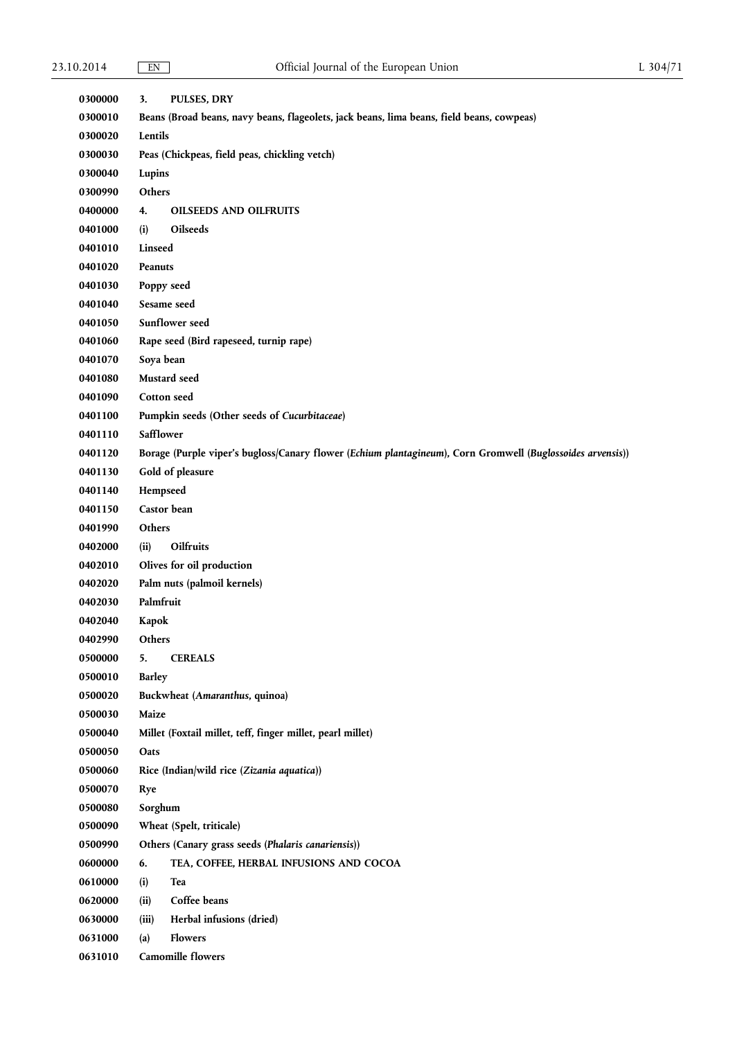| | |
|---|---|
| **0300000** | **3. PULSES, DRY** |
| **0300010** | **Beans (Broad beans, navy beans, flageolets, jack beans, lima beans, field beans, cowpeas)** |
| **0300020** | **Lentils** |
| **0300030** | **Peas (Chickpeas, field peas, chickling vetch)** |
| **0300040** | **Lupins** |
| **0300990** | **Others** |
| **0400000** | **4. OILSEEDS AND OILFRUITS** |
| **0401000** | **(i) Oilseeds** |
| **0401010** | **Linseed** |
| **0401020** | **Peanuts** |
| **0401030** | **Poppy seed** |
| **0401040** | **Sesame seed** |
| **0401050** | **Sunflower seed** |
| **0401060** | **Rape seed (Bird rapeseed, turnip rape)** |
| **0401070** | **Soya bean** |
| **0401080** | **Mustard seed** |
| **0401090** | **Cotton seed** |
| **0401100** | **Pumpkin seeds (Other seeds of *Cucurbitaceae*)** |
| **0401110** | **Safflower** |
| **0401120** | **Borage (Purple viper's bugloss/Canary flower (*Echium plantagineum*), Corn Gromwell (*Buglossoides arvensis*))** |
| **0401130** | **Gold of pleasure** |
| **0401140** | **Hempseed** |
| **0401150** | **Castor bean** |
| **0401990** | **Others** |
| **0402000** | **(ii) Oilfruits** |
| **0402010** | **Olives for oil production** |
| **0402020** | **Palm nuts (palmoil kernels)** |
| **0402030** | **Palmfruit** |
| **0402040** | **Kapok** |
| **0402990** | **Others** |
| **0500000** | **5. CEREALS** |
| **0500010** | **Barley** |
| **0500020** | **Buckwheat (*Amaranthus*, quinoa)** |
| **0500030** | **Maize** |
| **0500040** | **Millet (Foxtail millet, teff, finger millet, pearl millet)** |
| **0500050** | **Oats** |
| **0500060** | **Rice (Indian/wild rice (*Zizania aquatica*))** |
| **0500070** | **Rye** |
| **0500080** | **Sorghum** |
| **0500090** | **Wheat (Spelt, triticale)** |
| **0500990** | **Others (Canary grass seeds (*Phalaris canariensis*))** |
| **0600000** | **6. TEA, COFFEE, HERBAL INFUSIONS AND COCOA** |
| **0610000** | **(i) Tea** |
| **0620000** | **(ii) Coffee beans** |
| **0630000** | **(iii) Herbal infusions (dried)** |
| **0631000** | **(a) Flowers** |
| **0631010** | **Camomille flowers** |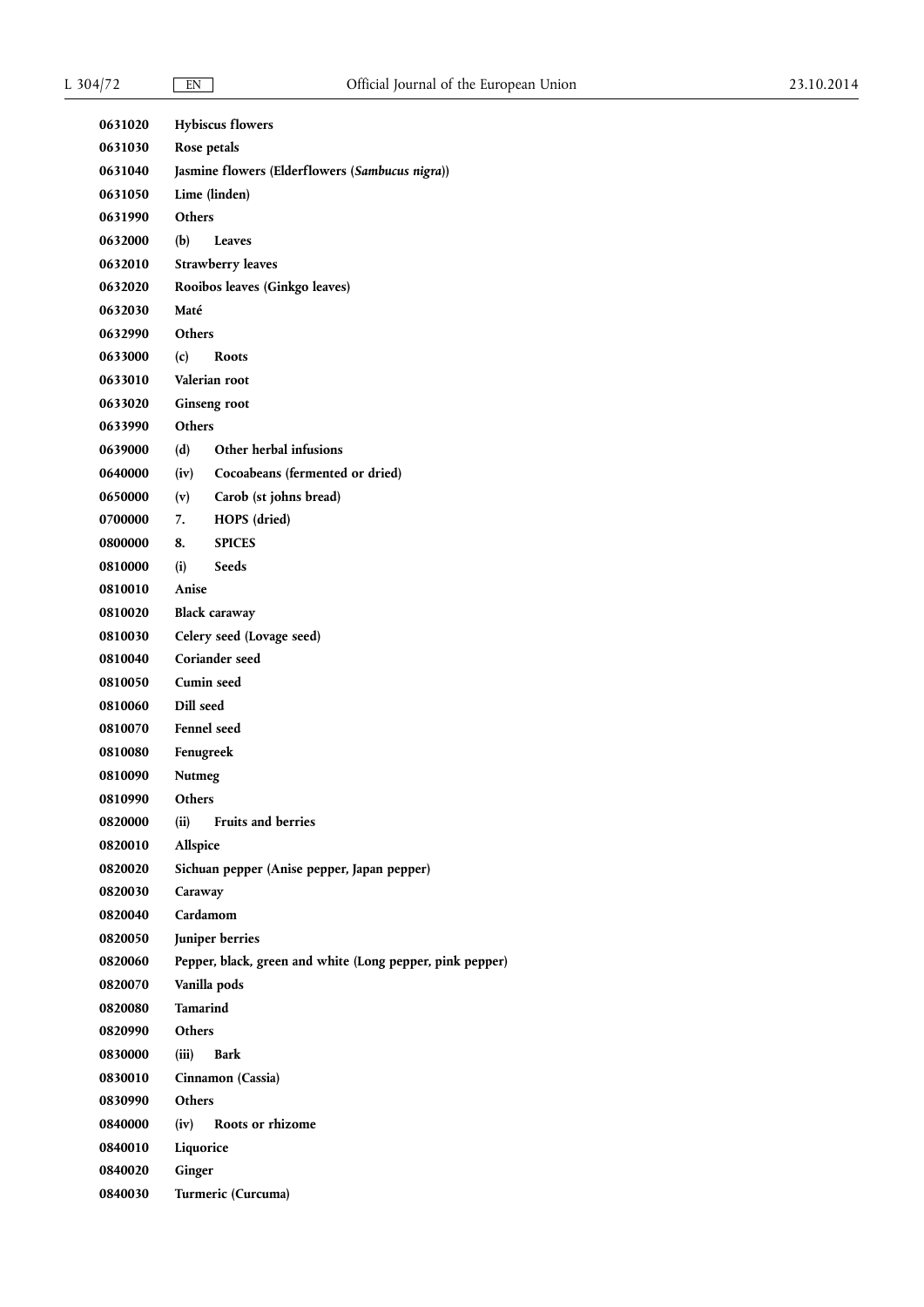| | |
|---|---|
| 0631020 | **Hybiscus flowers** |
| 0631030 | **Rose petals** |
| 0631040 | **Jasmine flowers (Elderflowers (*Sambucus nigra*))** |
| 0631050 | **Lime (linden)** |
| 0631990 | **Others** |
| 0632000 | **(b) Leaves** |
| 0632010 | **Strawberry leaves** |
| 0632020 | **Rooibos leaves (Ginkgo leaves)** |
| 0632030 | **Maté** |
| 0632990 | **Others** |
| 0633000 | **(c) Roots** |
| 0633010 | **Valerian root** |
| 0633020 | **Ginseng root** |
| 0633990 | **Others** |
| 0639000 | **(d) Other herbal infusions** |
| 0640000 | **(iv) Cocoabeans (fermented or dried)** |
| 0650000 | **(v) Carob (st johns bread)** |
| 0700000 | **7. HOPS (dried)** |
| 0800000 | **8. SPICES** |
| 0810000 | **(i) Seeds** |
| 0810010 | **Anise** |
| 0810020 | **Black caraway** |
| 0810030 | **Celery seed (Lovage seed)** |
| 0810040 | **Coriander seed** |
| 0810050 | **Cumin seed** |
| 0810060 | **Dill seed** |
| 0810070 | **Fennel seed** |
| 0810080 | **Fenugreek** |
| 0810090 | **Nutmeg** |
| 0810990 | **Others** |
| 0820000 | **(ii) Fruits and berries** |
| 0820010 | **Allspice** |
| 0820020 | **Sichuan pepper (Anise pepper, Japan pepper)** |
| 0820030 | **Caraway** |
| 0820040 | **Cardamom** |
| 0820050 | **Juniper berries** |
| 0820060 | **Pepper, black, green and white (Long pepper, pink pepper)** |
| 0820070 | **Vanilla pods** |
| 0820080 | **Tamarind** |
| 0820990 | **Others** |
| 0830000 | **(iii) Bark** |
| 0830010 | **Cinnamon (Cassia)** |
| 0830990 | **Others** |
| 0840000 | **(iv) Roots or rhizome** |
| 0840010 | **Liquorice** |
| 0840020 | **Ginger** |
| 0840030 | **Turmeric (Curcuma)** |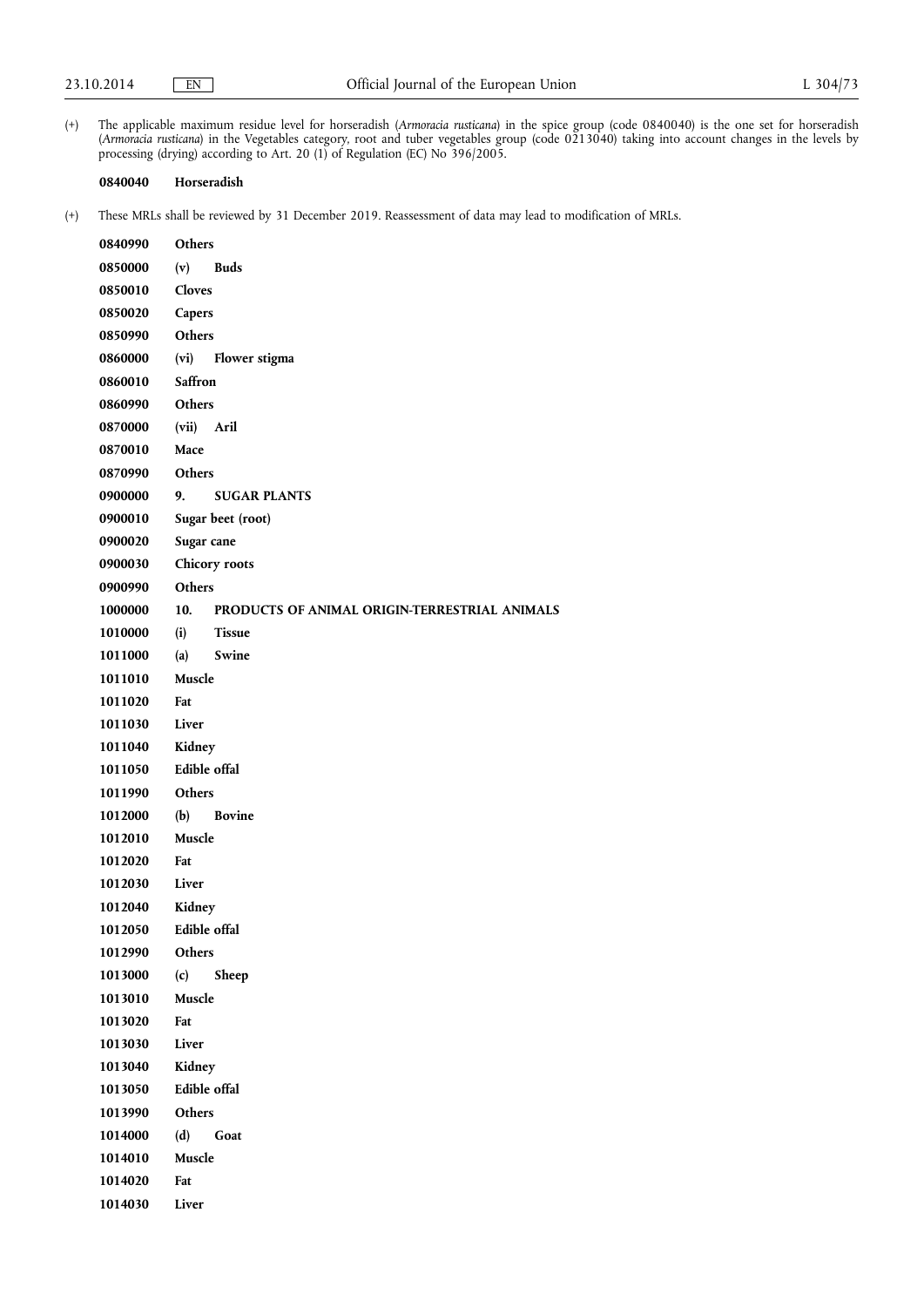(+) The applicable maximum residue level for horseradish (*Armoracia rusticana*) in the spice group (code 0840040) is the one set for horseradish (*Armoracia rusticana*) in the Vegetables category, root and tuber vegetables group (code 0213040) taking into account changes in the levels by processing (drying) according to Art. 20 (1) of Regulation (EC) No 396/2005.

**0840040 Horseradish**

(+) These MRLs shall be reviewed by 31 December 2019. Reassessment of data may lead to modification of MRLs.

| | |
|---|---|
| **0840990** | **Others** |
| **0850000** | **(v) Buds** |
| **0850010** | **Cloves** |
| **0850020** | **Capers** |
| **0850990** | **Others** |
| **0860000** | **(vi) Flower stigma** |
| **0860010** | **Saffron** |
| **0860990** | **Others** |
| **0870000** | **(vii) Aril** |
| **0870010** | **Mace** |
| **0870990** | **Others** |
| **0900000** | **9. SUGAR PLANTS** |
| **0900010** | **Sugar beet (root)** |
| **0900020** | **Sugar cane** |
| **0900030** | **Chicory roots** |
| **0900990** | **Others** |
| **1000000** | **10. PRODUCTS OF ANIMAL ORIGIN-TERRESTRIAL ANIMALS** |
| **1010000** | **(i) Tissue** |
| **1011000** | **(a) Swine** |
| **1011010** | **Muscle** |
| **1011020** | **Fat** |
| **1011030** | **Liver** |
| **1011040** | **Kidney** |
| **1011050** | **Edible offal** |
| **1011990** | **Others** |
| **1012000** | **(b) Bovine** |
| **1012010** | **Muscle** |
| **1012020** | **Fat** |
| **1012030** | **Liver** |
| **1012040** | **Kidney** |
| **1012050** | **Edible offal** |
| **1012990** | **Others** |
| **1013000** | **(c) Sheep** |
| **1013010** | **Muscle** |
| **1013020** | **Fat** |
| **1013030** | **Liver** |
| **1013040** | **Kidney** |
| **1013050** | **Edible offal** |
| **1013990** | **Others** |
| **1014000** | **(d) Goat** |
| **1014010** | **Muscle** |
| **1014020** | **Fat** |
| **1014030** | **Liver** |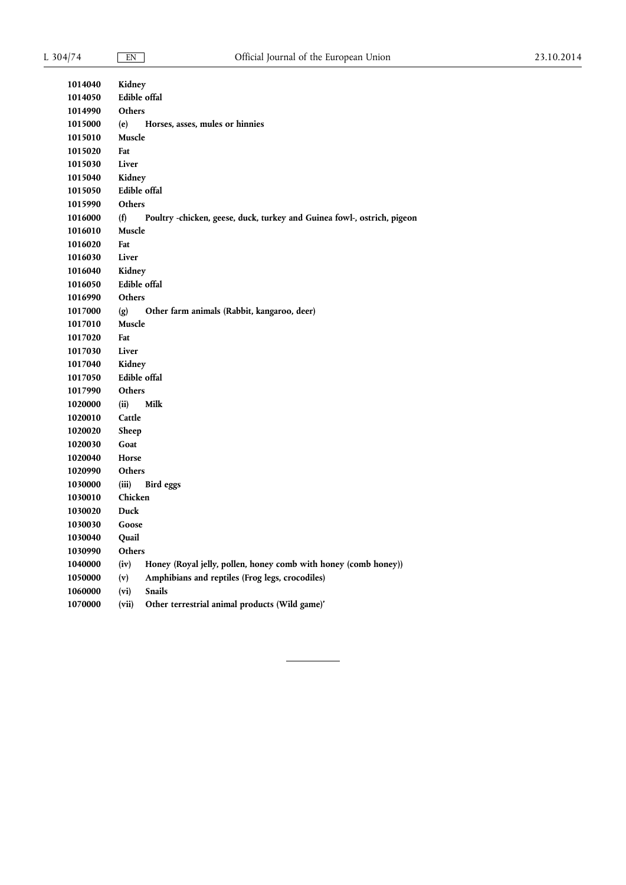| | |
|---|---|
| **1014040** | **Kidney** |
| **1014050** | **Edible offal** |
| **1014990** | **Others** |
| **1015000** | **(e) Horses, asses, mules or hinnies** |
| **1015010** | **Muscle** |
| **1015020** | **Fat** |
| **1015030** | **Liver** |
| **1015040** | **Kidney** |
| **1015050** | **Edible offal** |
| **1015990** | **Others** |
| **1016000** | **(f) Poultry -chicken, geese, duck, turkey and Guinea fowl-, ostrich, pigeon** |
| **1016010** | **Muscle** |
| **1016020** | **Fat** |
| **1016030** | **Liver** |
| **1016040** | **Kidney** |
| **1016050** | **Edible offal** |
| **1016990** | **Others** |
| **1017000** | **(g) Other farm animals (Rabbit, kangaroo, deer)** |
| **1017010** | **Muscle** |
| **1017020** | **Fat** |
| **1017030** | **Liver** |
| **1017040** | **Kidney** |
| **1017050** | **Edible offal** |
| **1017990** | **Others** |
| **1020000** | **(ii) Milk** |
| **1020010** | **Cattle** |
| **1020020** | **Sheep** |
| **1020030** | **Goat** |
| **1020040** | **Horse** |
| **1020990** | **Others** |
| **1030000** | **(iii) Bird eggs** |
| **1030010** | **Chicken** |
| **1030020** | **Duck** |
| **1030030** | **Goose** |
| **1030040** | **Quail** |
| **1030990** | **Others** |
| **1040000** | **(iv) Honey (Royal jelly, pollen, honey comb with honey (comb honey))** |
| **1050000** | **(v) Amphibians and reptiles (Frog legs, crocodiles)** |
| **1060000** | **(vi) Snails** |
| **1070000** | **(vii) Other terrestrial animal products (Wild game)'** |